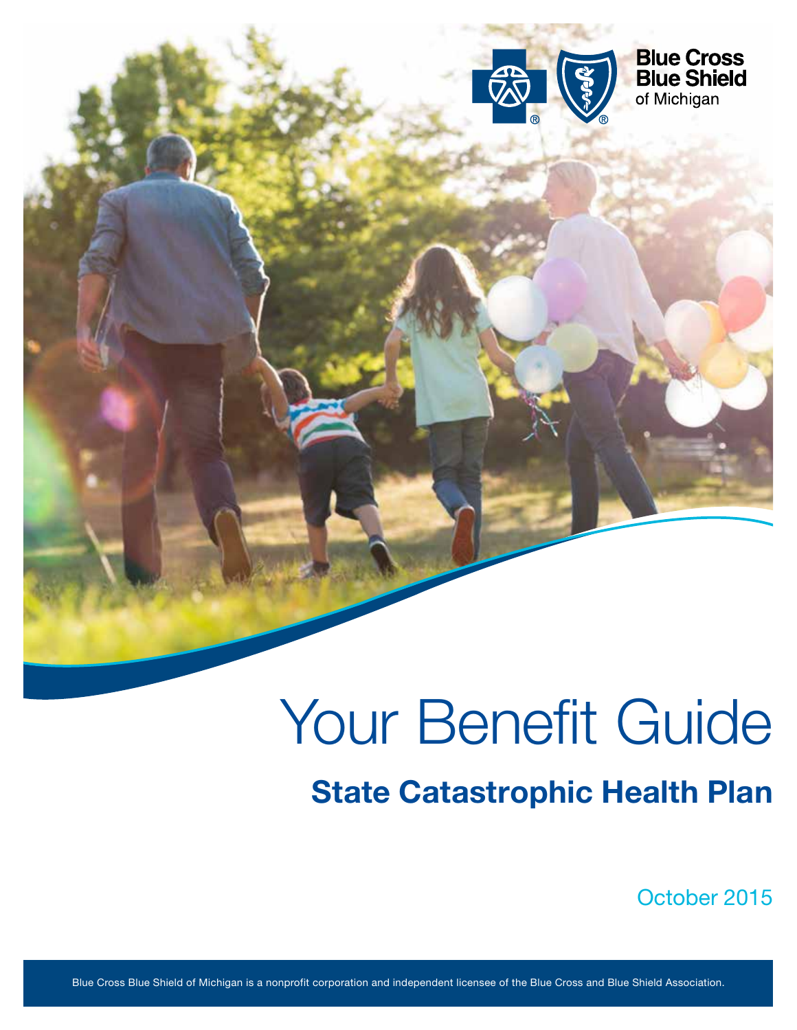Blue Cross Blue Shield of Michigan

# Your Benefit Guide

## State Catastrophic Health Plan

October 2015

Blue Cross Blue Shield of Michigan is a nonprofit corporation and independent licensee of the Blue Cross and Blue Shield Association.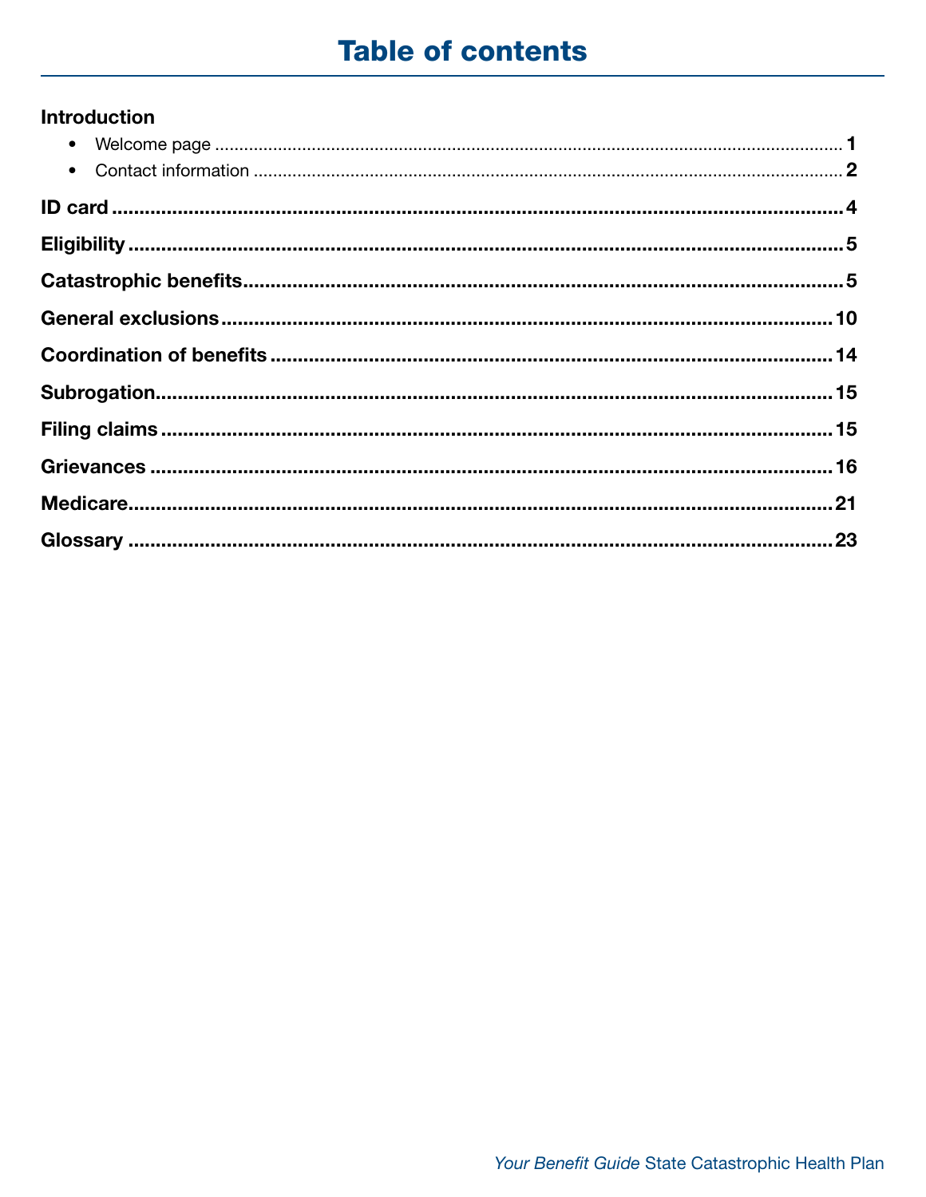# Table of contents

**Introduction**

- Welcome page ........ 1
- Contact information ........ 2

**ID card** ........ 4

**Eligibility** ........ 5

**Catastrophic benefits** ........ 5

**General exclusions** ........ 10

**Coordination of benefits** ........ 14

**Subrogation** ........ 15

**Filing claims** ........ 15

**Grievances** ........ 16

**Medicare** ........ 21

**Glossary** ........ 23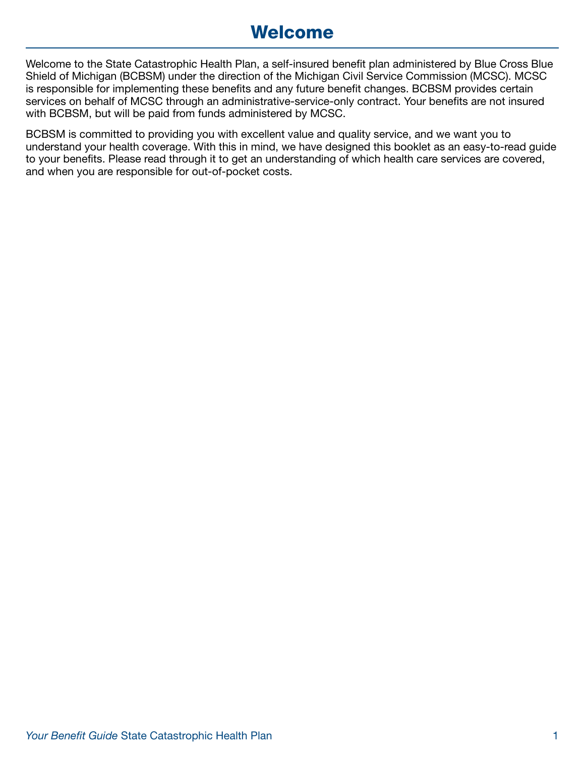# Welcome

Welcome to the State Catastrophic Health Plan, a self-insured benefit plan administered by Blue Cross Blue Shield of Michigan (BCBSM) under the direction of the Michigan Civil Service Commission (MCSC). MCSC is responsible for implementing these benefits and any future benefit changes. BCBSM provides certain services on behalf of MCSC through an administrative-service-only contract. Your benefits are not insured with BCBSM, but will be paid from funds administered by MCSC.

BCBSM is committed to providing you with excellent value and quality service, and we want you to understand your health coverage. With this in mind, we have designed this booklet as an easy-to-read guide to your benefits. Please read through it to get an understanding of which health care services are covered, and when you are responsible for out-of-pocket costs.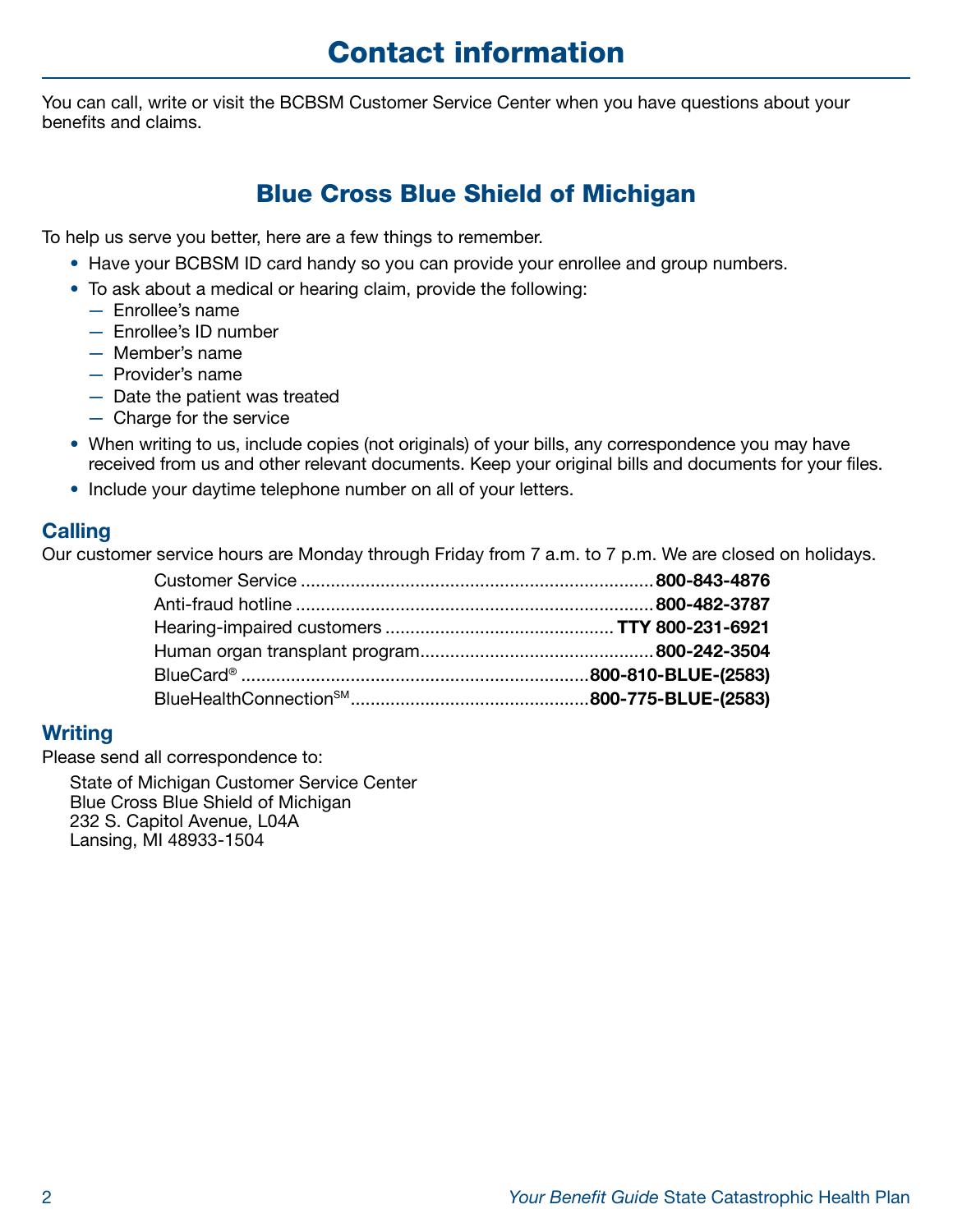# Contact information

You can call, write or visit the BCBSM Customer Service Center when you have questions about your benefits and claims.

## Blue Cross Blue Shield of Michigan

To help us serve you better, here are a few things to remember.

- Have your BCBSM ID card handy so you can provide your enrollee and group numbers.
- To ask about a medical or hearing claim, provide the following:
  - Enrollee's name
  - Enrollee's ID number
  - Member's name
  - Provider's name
  - Date the patient was treated
  - Charge for the service
- When writing to us, include copies (not originals) of your bills, any correspondence you may have received from us and other relevant documents. Keep your original bills and documents for your files.
- Include your daytime telephone number on all of your letters.

### Calling

Our customer service hours are Monday through Friday from 7 a.m. to 7 p.m. We are closed on holidays.

| | |
|---|---|
| Customer Service | **800-843-4876** |
| Anti-fraud hotline | **800-482-3787** |
| Hearing-impaired customers | **TTY 800-231-6921** |
| Human organ transplant program | **800-242-3504** |
| BlueCard® | **800-810-BLUE-(2583)** |
| BlueHealthConnection℠ | **800-775-BLUE-(2583)** |

### Writing

Please send all correspondence to:

State of Michigan Customer Service Center
Blue Cross Blue Shield of Michigan
232 S. Capitol Avenue, L04A
Lansing, MI 48933-1504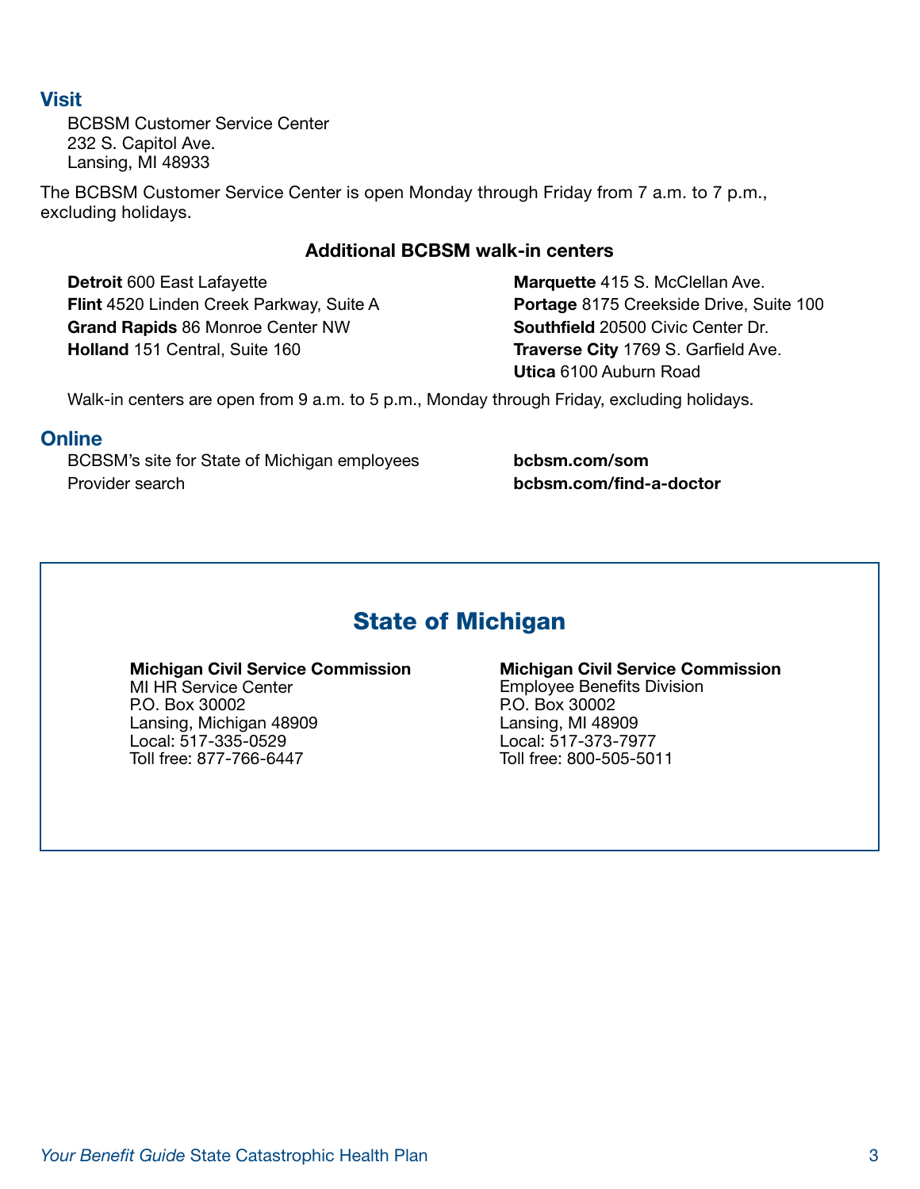## Visit

BCBSM Customer Service Center
232 S. Capitol Ave.
Lansing, MI 48933

The BCBSM Customer Service Center is open Monday through Friday from 7 a.m. to 7 p.m., excluding holidays.

### Additional BCBSM walk-in centers

**Detroit** 600 East Lafayette
**Flint** 4520 Linden Creek Parkway, Suite A
**Grand Rapids** 86 Monroe Center NW
**Holland** 151 Central, Suite 160
**Marquette** 415 S. McClellan Ave.
**Portage** 8175 Creekside Drive, Suite 100
**Southfield** 20500 Civic Center Dr.
**Traverse City** 1769 S. Garfield Ave.
**Utica** 6100 Auburn Road

Walk-in centers are open from 9 a.m. to 5 p.m., Monday through Friday, excluding holidays.

## Online

BCBSM's site for State of Michigan employees **bcbsm.com/som**
Provider search **bcbsm.com/find-a-doctor**

## State of Michigan

**Michigan Civil Service Commission**
MI HR Service Center
P.O. Box 30002
Lansing, Michigan 48909
Local: 517-335-0529
Toll free: 877-766-6447

**Michigan Civil Service Commission**
Employee Benefits Division
P.O. Box 30002
Lansing, MI 48909
Local: 517-373-7977
Toll free: 800-505-5011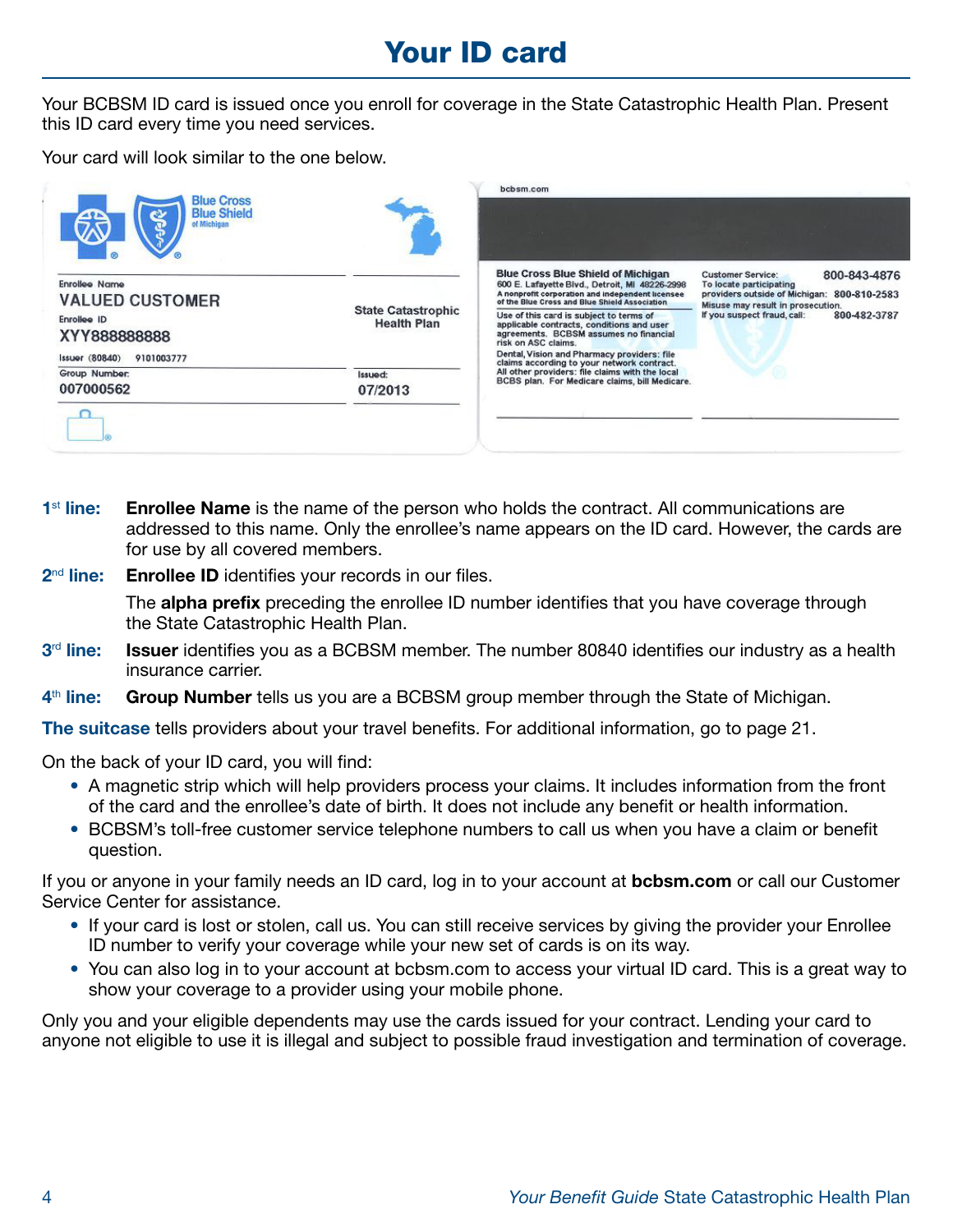# Your ID card

Your BCBSM ID card is issued once you enroll for coverage in the State Catastrophic Health Plan. Present this ID card every time you need services.

Your card will look similar to the one below.

**1st line:** **Enrollee Name** is the name of the person who holds the contract. All communications are addressed to this name. Only the enrollee's name appears on the ID card. However, the cards are for use by all covered members.

**2nd line:** **Enrollee ID** identifies your records in our files.

The **alpha prefix** preceding the enrollee ID number identifies that you have coverage through the State Catastrophic Health Plan.

**3rd line:** **Issuer** identifies you as a BCBSM member. The number 80840 identifies our industry as a health insurance carrier.

**4th line:** **Group Number** tells us you are a BCBSM group member through the State of Michigan.

**The suitcase** tells providers about your travel benefits. For additional information, go to page 21.

On the back of your ID card, you will find:

- A magnetic strip which will help providers process your claims. It includes information from the front of the card and the enrollee's date of birth. It does not include any benefit or health information.
- BCBSM's toll-free customer service telephone numbers to call us when you have a claim or benefit question.

If you or anyone in your family needs an ID card, log in to your account at **bcbsm.com** or call our Customer Service Center for assistance.

- If your card is lost or stolen, call us. You can still receive services by giving the provider your Enrollee ID number to verify your coverage while your new set of cards is on its way.
- You can also log in to your account at bcbsm.com to access your virtual ID card. This is a great way to show your coverage to a provider using your mobile phone.

Only you and your eligible dependents may use the cards issued for your contract. Lending your card to anyone not eligible to use it is illegal and subject to possible fraud investigation and termination of coverage.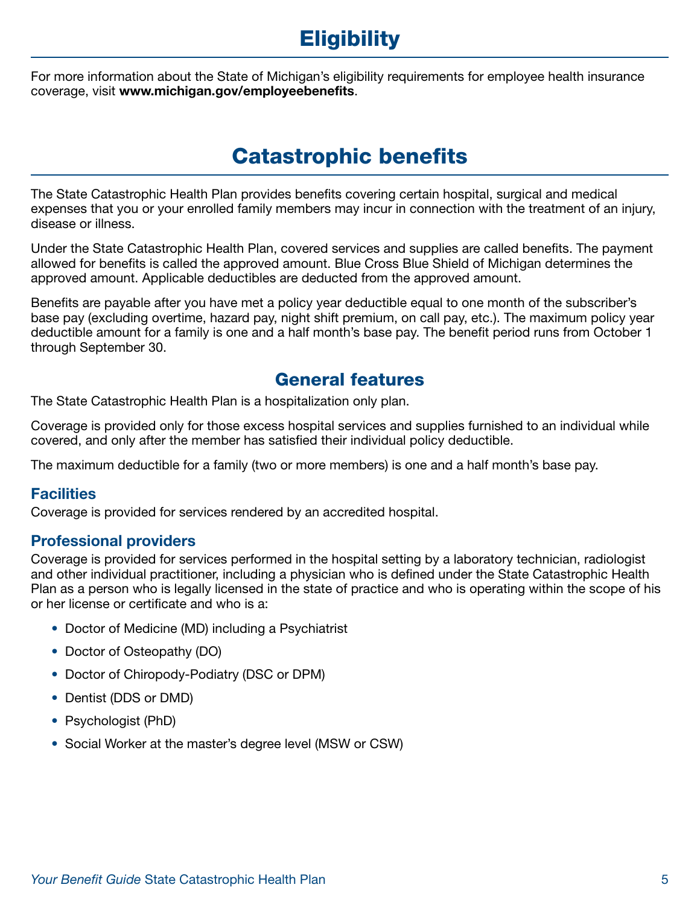# Eligibility

For more information about the State of Michigan's eligibility requirements for employee health insurance coverage, visit **www.michigan.gov/employeebenefits**.

# Catastrophic benefits

The State Catastrophic Health Plan provides benefits covering certain hospital, surgical and medical expenses that you or your enrolled family members may incur in connection with the treatment of an injury, disease or illness.

Under the State Catastrophic Health Plan, covered services and supplies are called benefits. The payment allowed for benefits is called the approved amount. Blue Cross Blue Shield of Michigan determines the approved amount. Applicable deductibles are deducted from the approved amount.

Benefits are payable after you have met a policy year deductible equal to one month of the subscriber's base pay (excluding overtime, hazard pay, night shift premium, on call pay, etc.). The maximum policy year deductible amount for a family is one and a half month's base pay. The benefit period runs from October 1 through September 30.

## General features

The State Catastrophic Health Plan is a hospitalization only plan.

Coverage is provided only for those excess hospital services and supplies furnished to an individual while covered, and only after the member has satisfied their individual policy deductible.

The maximum deductible for a family (two or more members) is one and a half month's base pay.

### Facilities

Coverage is provided for services rendered by an accredited hospital.

### Professional providers

Coverage is provided for services performed in the hospital setting by a laboratory technician, radiologist and other individual practitioner, including a physician who is defined under the State Catastrophic Health Plan as a person who is legally licensed in the state of practice and who is operating within the scope of his or her license or certificate and who is a:

- Doctor of Medicine (MD) including a Psychiatrist
- Doctor of Osteopathy (DO)
- Doctor of Chiropody-Podiatry (DSC or DPM)
- Dentist (DDS or DMD)
- Psychologist (PhD)
- Social Worker at the master's degree level (MSW or CSW)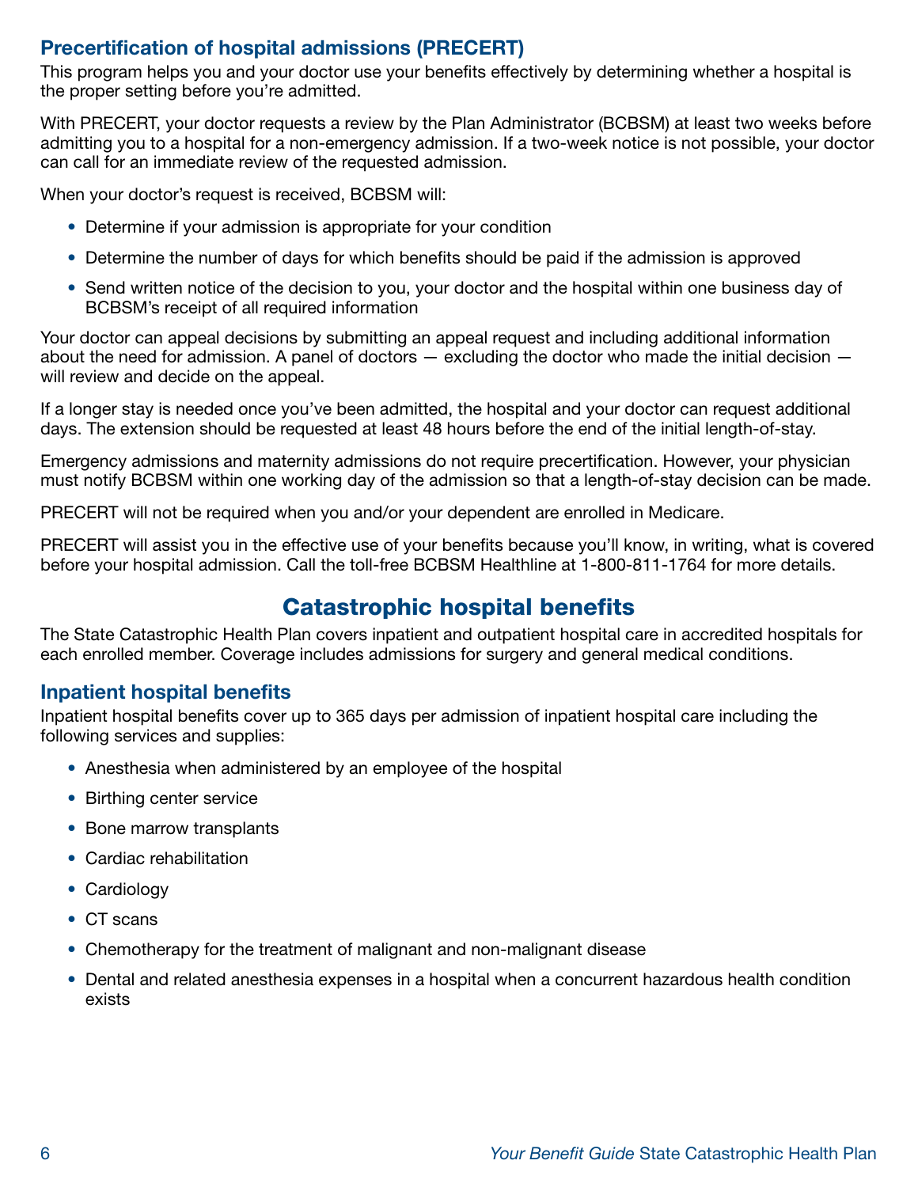### Precertification of hospital admissions (PRECERT)

This program helps you and your doctor use your benefits effectively by determining whether a hospital is the proper setting before you're admitted.

With PRECERT, your doctor requests a review by the Plan Administrator (BCBSM) at least two weeks before admitting you to a hospital for a non-emergency admission. If a two-week notice is not possible, your doctor can call for an immediate review of the requested admission.

When your doctor's request is received, BCBSM will:

- Determine if your admission is appropriate for your condition
- Determine the number of days for which benefits should be paid if the admission is approved
- Send written notice of the decision to you, your doctor and the hospital within one business day of BCBSM's receipt of all required information

Your doctor can appeal decisions by submitting an appeal request and including additional information about the need for admission. A panel of doctors — excluding the doctor who made the initial decision — will review and decide on the appeal.

If a longer stay is needed once you've been admitted, the hospital and your doctor can request additional days. The extension should be requested at least 48 hours before the end of the initial length-of-stay.

Emergency admissions and maternity admissions do not require precertification. However, your physician must notify BCBSM within one working day of the admission so that a length-of-stay decision can be made.

PRECERT will not be required when you and/or your dependent are enrolled in Medicare.

PRECERT will assist you in the effective use of your benefits because you'll know, in writing, what is covered before your hospital admission. Call the toll-free BCBSM Healthline at 1-800-811-1764 for more details.

## Catastrophic hospital benefits

The State Catastrophic Health Plan covers inpatient and outpatient hospital care in accredited hospitals for each enrolled member. Coverage includes admissions for surgery and general medical conditions.

### Inpatient hospital benefits

Inpatient hospital benefits cover up to 365 days per admission of inpatient hospital care including the following services and supplies:

- Anesthesia when administered by an employee of the hospital
- Birthing center service
- Bone marrow transplants
- Cardiac rehabilitation
- Cardiology
- CT scans
- Chemotherapy for the treatment of malignant and non-malignant disease
- Dental and related anesthesia expenses in a hospital when a concurrent hazardous health condition exists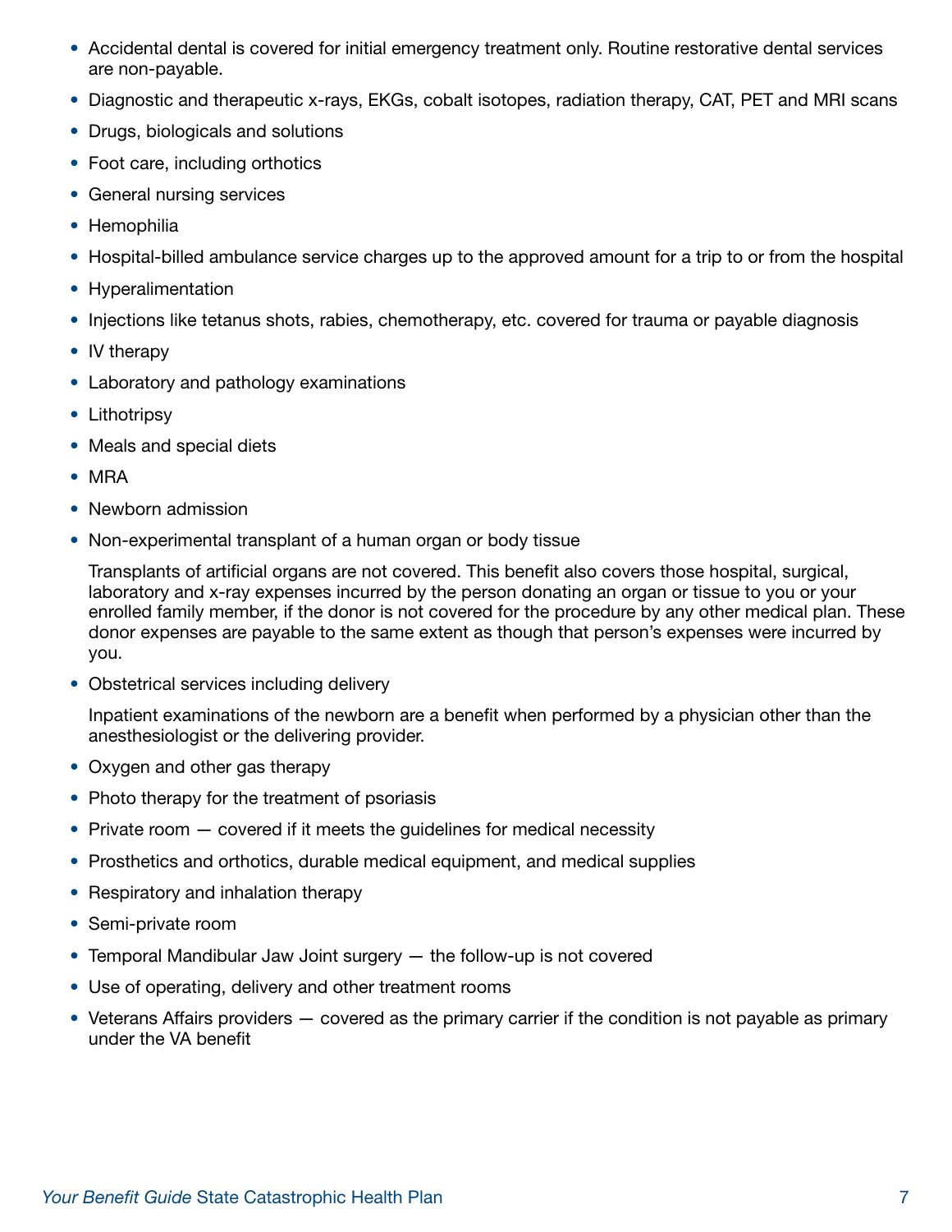- Accidental dental is covered for initial emergency treatment only. Routine restorative dental services are non-payable.
- Diagnostic and therapeutic x-rays, EKGs, cobalt isotopes, radiation therapy, CAT, PET and MRI scans
- Drugs, biologicals and solutions
- Foot care, including orthotics
- General nursing services
- Hemophilia
- Hospital-billed ambulance service charges up to the approved amount for a trip to or from the hospital
- Hyperalimentation
- Injections like tetanus shots, rabies, chemotherapy, etc. covered for trauma or payable diagnosis
- IV therapy
- Laboratory and pathology examinations
- Lithotripsy
- Meals and special diets
- MRA
- Newborn admission
- Non-experimental transplant of a human organ or body tissue

  Transplants of artificial organs are not covered. This benefit also covers those hospital, surgical, laboratory and x-ray expenses incurred by the person donating an organ or tissue to you or your enrolled family member, if the donor is not covered for the procedure by any other medical plan. These donor expenses are payable to the same extent as though that person's expenses were incurred by you.

- Obstetrical services including delivery

  Inpatient examinations of the newborn are a benefit when performed by a physician other than the anesthesiologist or the delivering provider.

- Oxygen and other gas therapy
- Photo therapy for the treatment of psoriasis
- Private room — covered if it meets the guidelines for medical necessity
- Prosthetics and orthotics, durable medical equipment, and medical supplies
- Respiratory and inhalation therapy
- Semi-private room
- Temporal Mandibular Jaw Joint surgery — the follow-up is not covered
- Use of operating, delivery and other treatment rooms
- Veterans Affairs providers — covered as the primary carrier if the condition is not payable as primary under the VA benefit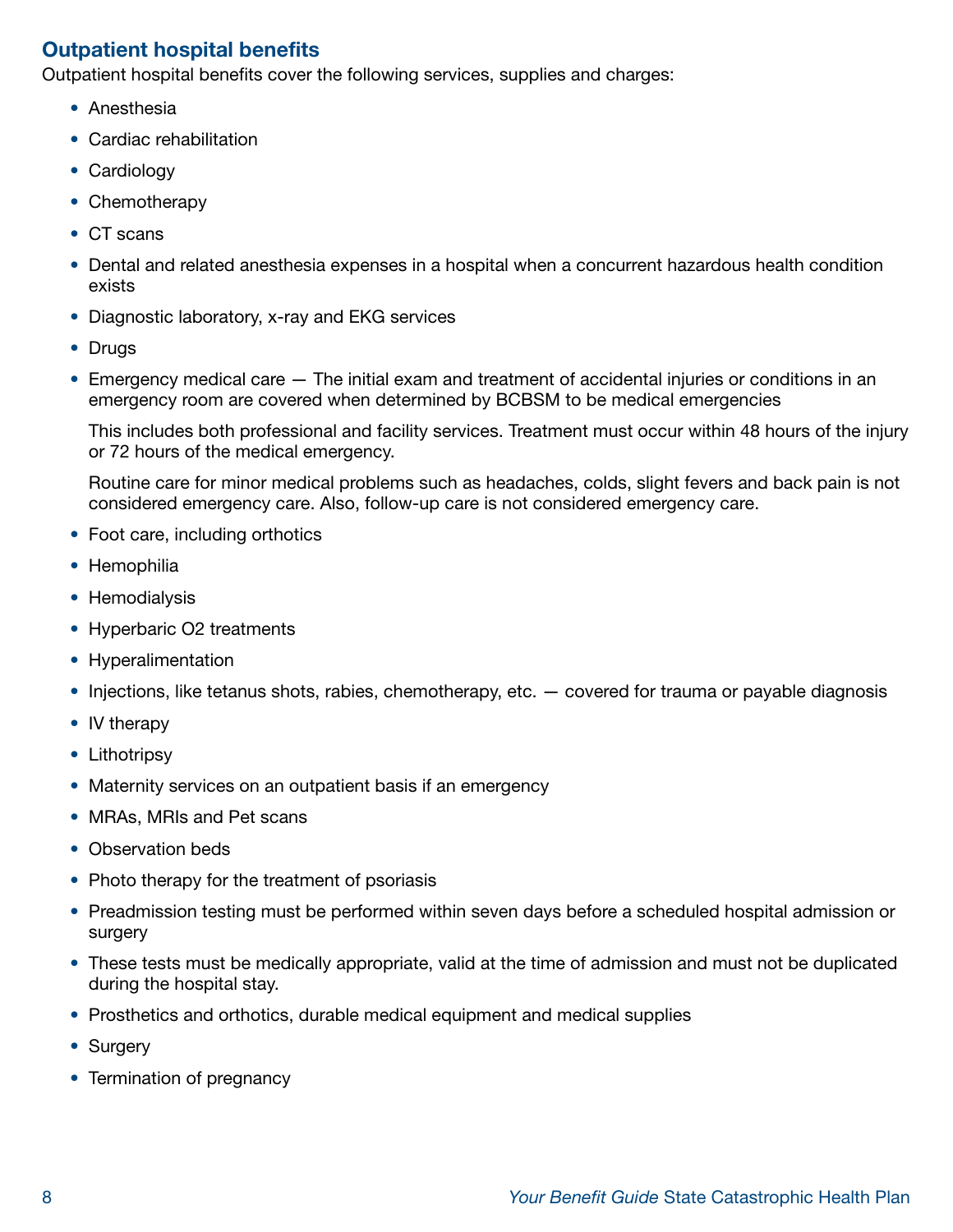## Outpatient hospital benefits

Outpatient hospital benefits cover the following services, supplies and charges:

- Anesthesia
- Cardiac rehabilitation
- Cardiology
- Chemotherapy
- CT scans
- Dental and related anesthesia expenses in a hospital when a concurrent hazardous health condition exists
- Diagnostic laboratory, x-ray and EKG services
- Drugs
- Emergency medical care — The initial exam and treatment of accidental injuries or conditions in an emergency room are covered when determined by BCBSM to be medical emergencies

  This includes both professional and facility services. Treatment must occur within 48 hours of the injury or 72 hours of the medical emergency.

  Routine care for minor medical problems such as headaches, colds, slight fevers and back pain is not considered emergency care. Also, follow-up care is not considered emergency care.
- Foot care, including orthotics
- Hemophilia
- Hemodialysis
- Hyperbaric O2 treatments
- Hyperalimentation
- Injections, like tetanus shots, rabies, chemotherapy, etc. — covered for trauma or payable diagnosis
- IV therapy
- Lithotripsy
- Maternity services on an outpatient basis if an emergency
- MRAs, MRIs and Pet scans
- Observation beds
- Photo therapy for the treatment of psoriasis
- Preadmission testing must be performed within seven days before a scheduled hospital admission or surgery
- These tests must be medically appropriate, valid at the time of admission and must not be duplicated during the hospital stay.
- Prosthetics and orthotics, durable medical equipment and medical supplies
- Surgery
- Termination of pregnancy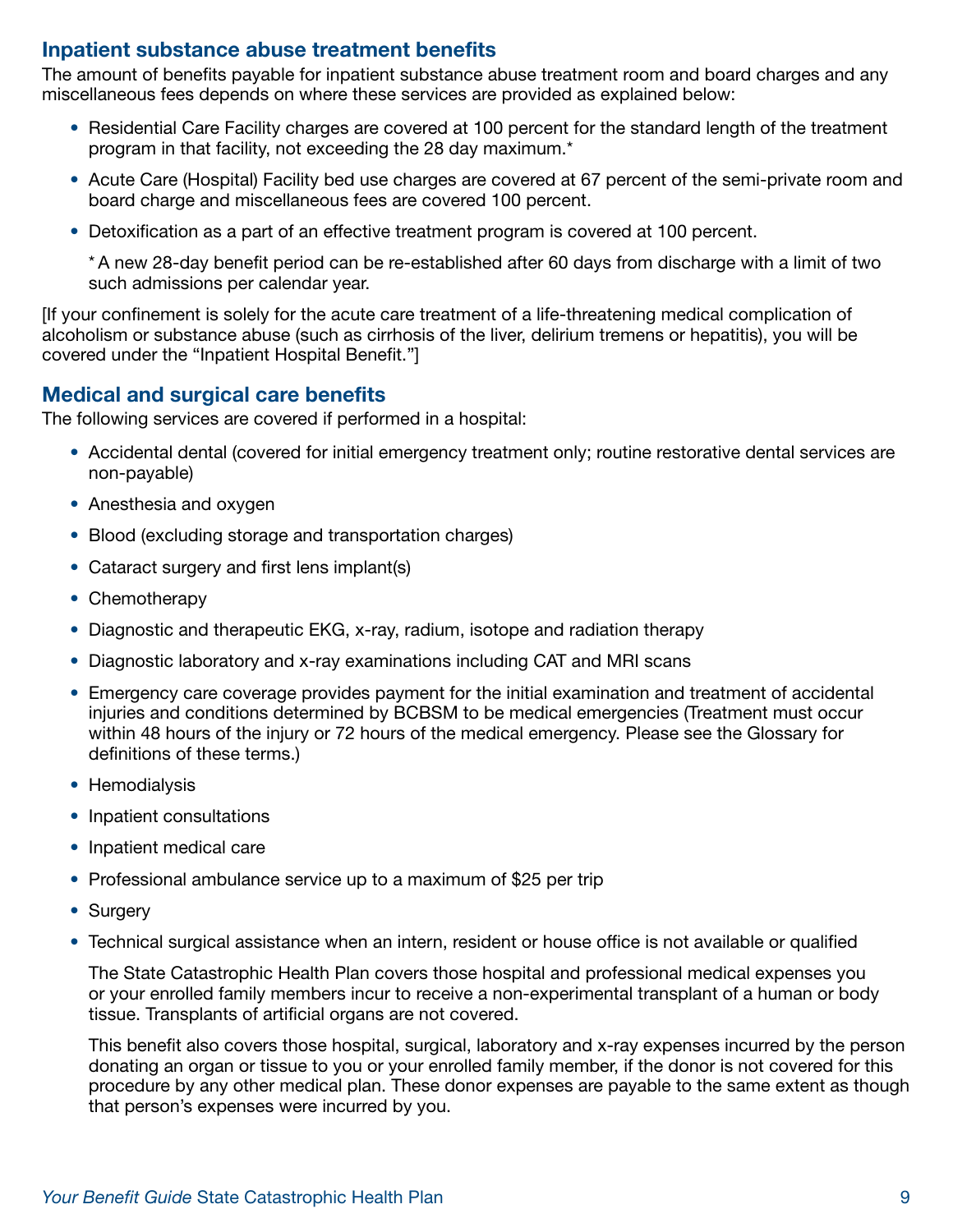## Inpatient substance abuse treatment benefits

The amount of benefits payable for inpatient substance abuse treatment room and board charges and any miscellaneous fees depends on where these services are provided as explained below:

- Residential Care Facility charges are covered at 100 percent for the standard length of the treatment program in that facility, not exceeding the 28 day maximum.*
- Acute Care (Hospital) Facility bed use charges are covered at 67 percent of the semi-private room and board charge and miscellaneous fees are covered 100 percent.
- Detoxification as a part of an effective treatment program is covered at 100 percent.

  * A new 28-day benefit period can be re-established after 60 days from discharge with a limit of two such admissions per calendar year.

[If your confinement is solely for the acute care treatment of a life-threatening medical complication of alcoholism or substance abuse (such as cirrhosis of the liver, delirium tremens or hepatitis), you will be covered under the "Inpatient Hospital Benefit."]

## Medical and surgical care benefits

The following services are covered if performed in a hospital:

- Accidental dental (covered for initial emergency treatment only; routine restorative dental services are non-payable)
- Anesthesia and oxygen
- Blood (excluding storage and transportation charges)
- Cataract surgery and first lens implant(s)
- Chemotherapy
- Diagnostic and therapeutic EKG, x-ray, radium, isotope and radiation therapy
- Diagnostic laboratory and x-ray examinations including CAT and MRI scans
- Emergency care coverage provides payment for the initial examination and treatment of accidental injuries and conditions determined by BCBSM to be medical emergencies (Treatment must occur within 48 hours of the injury or 72 hours of the medical emergency. Please see the Glossary for definitions of these terms.)
- Hemodialysis
- Inpatient consultations
- Inpatient medical care
- Professional ambulance service up to a maximum of $25 per trip
- Surgery
- Technical surgical assistance when an intern, resident or house office is not available or qualified

  The State Catastrophic Health Plan covers those hospital and professional medical expenses you or your enrolled family members incur to receive a non-experimental transplant of a human or body tissue. Transplants of artificial organs are not covered.

  This benefit also covers those hospital, surgical, laboratory and x-ray expenses incurred by the person donating an organ or tissue to you or your enrolled family member, if the donor is not covered for this procedure by any other medical plan. These donor expenses are payable to the same extent as though that person's expenses were incurred by you.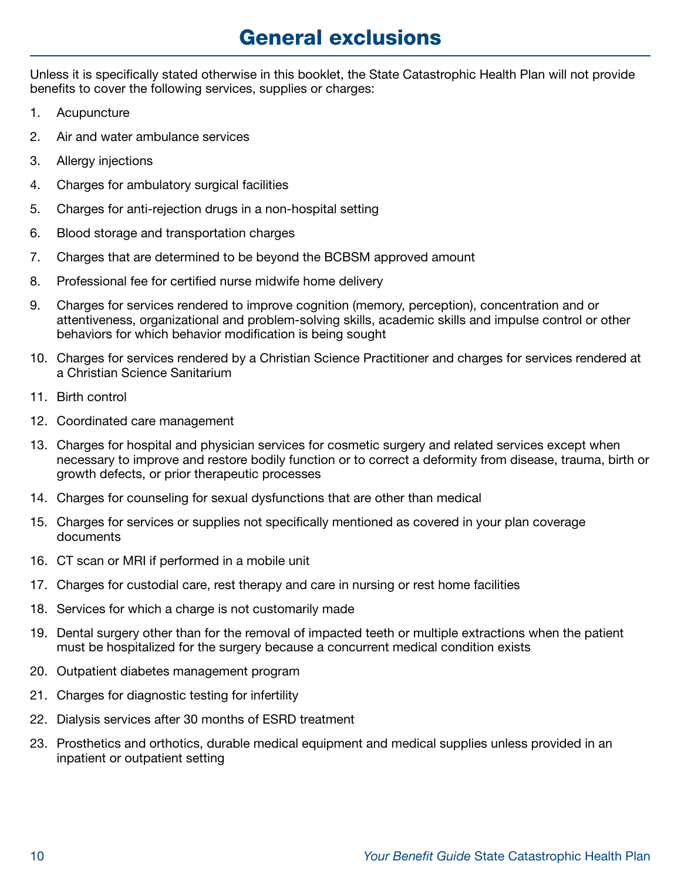# General exclusions

Unless it is specifically stated otherwise in this booklet, the State Catastrophic Health Plan will not provide benefits to cover the following services, supplies or charges:

1. Acupuncture
2. Air and water ambulance services
3. Allergy injections
4. Charges for ambulatory surgical facilities
5. Charges for anti-rejection drugs in a non-hospital setting
6. Blood storage and transportation charges
7. Charges that are determined to be beyond the BCBSM approved amount
8. Professional fee for certified nurse midwife home delivery
9. Charges for services rendered to improve cognition (memory, perception), concentration and or attentiveness, organizational and problem-solving skills, academic skills and impulse control or other behaviors for which behavior modification is being sought
10. Charges for services rendered by a Christian Science Practitioner and charges for services rendered at a Christian Science Sanitarium
11. Birth control
12. Coordinated care management
13. Charges for hospital and physician services for cosmetic surgery and related services except when necessary to improve and restore bodily function or to correct a deformity from disease, trauma, birth or growth defects, or prior therapeutic processes
14. Charges for counseling for sexual dysfunctions that are other than medical
15. Charges for services or supplies not specifically mentioned as covered in your plan coverage documents
16. CT scan or MRI if performed in a mobile unit
17. Charges for custodial care, rest therapy and care in nursing or rest home facilities
18. Services for which a charge is not customarily made
19. Dental surgery other than for the removal of impacted teeth or multiple extractions when the patient must be hospitalized for the surgery because a concurrent medical condition exists
20. Outpatient diabetes management program
21. Charges for diagnostic testing for infertility
22. Dialysis services after 30 months of ESRD treatment
23. Prosthetics and orthotics, durable medical equipment and medical supplies unless provided in an inpatient or outpatient setting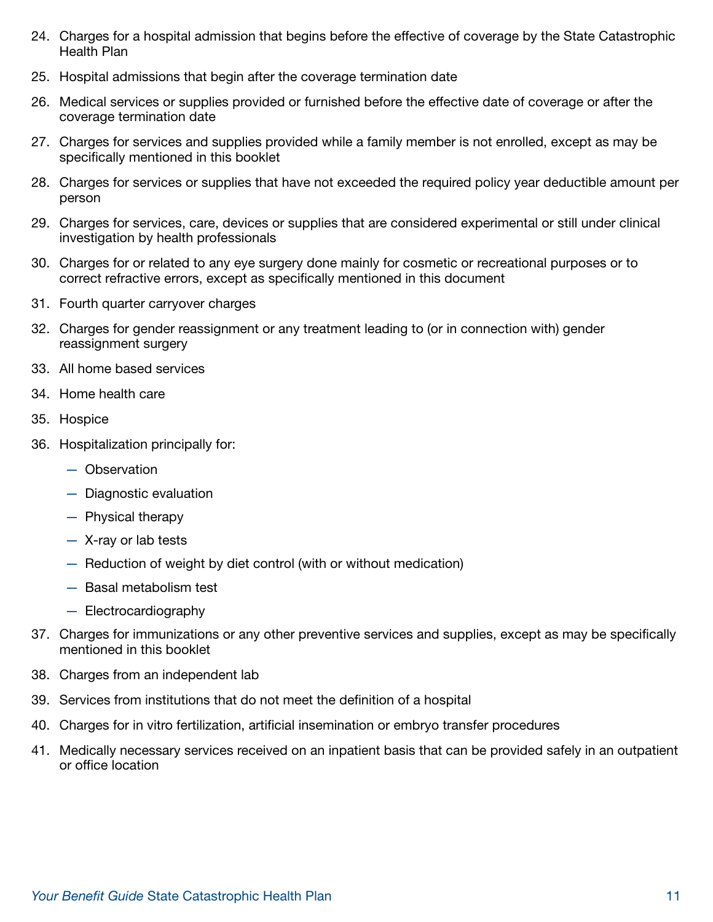24. Charges for a hospital admission that begins before the effective of coverage by the State Catastrophic Health Plan
25. Hospital admissions that begin after the coverage termination date
26. Medical services or supplies provided or furnished before the effective date of coverage or after the coverage termination date
27. Charges for services and supplies provided while a family member is not enrolled, except as may be specifically mentioned in this booklet
28. Charges for services or supplies that have not exceeded the required policy year deductible amount per person
29. Charges for services, care, devices or supplies that are considered experimental or still under clinical investigation by health professionals
30. Charges for or related to any eye surgery done mainly for cosmetic or recreational purposes or to correct refractive errors, except as specifically mentioned in this document
31. Fourth quarter carryover charges
32. Charges for gender reassignment or any treatment leading to (or in connection with) gender reassignment surgery
33. All home based services
34. Home health care
35. Hospice
36. Hospitalization principally for:
    - Observation
    - Diagnostic evaluation
    - Physical therapy
    - X-ray or lab tests
    - Reduction of weight by diet control (with or without medication)
    - Basal metabolism test
    - Electrocardiography
37. Charges for immunizations or any other preventive services and supplies, except as may be specifically mentioned in this booklet
38. Charges from an independent lab
39. Services from institutions that do not meet the definition of a hospital
40. Charges for in vitro fertilization, artificial insemination or embryo transfer procedures
41. Medically necessary services received on an inpatient basis that can be provided safely in an outpatient or office location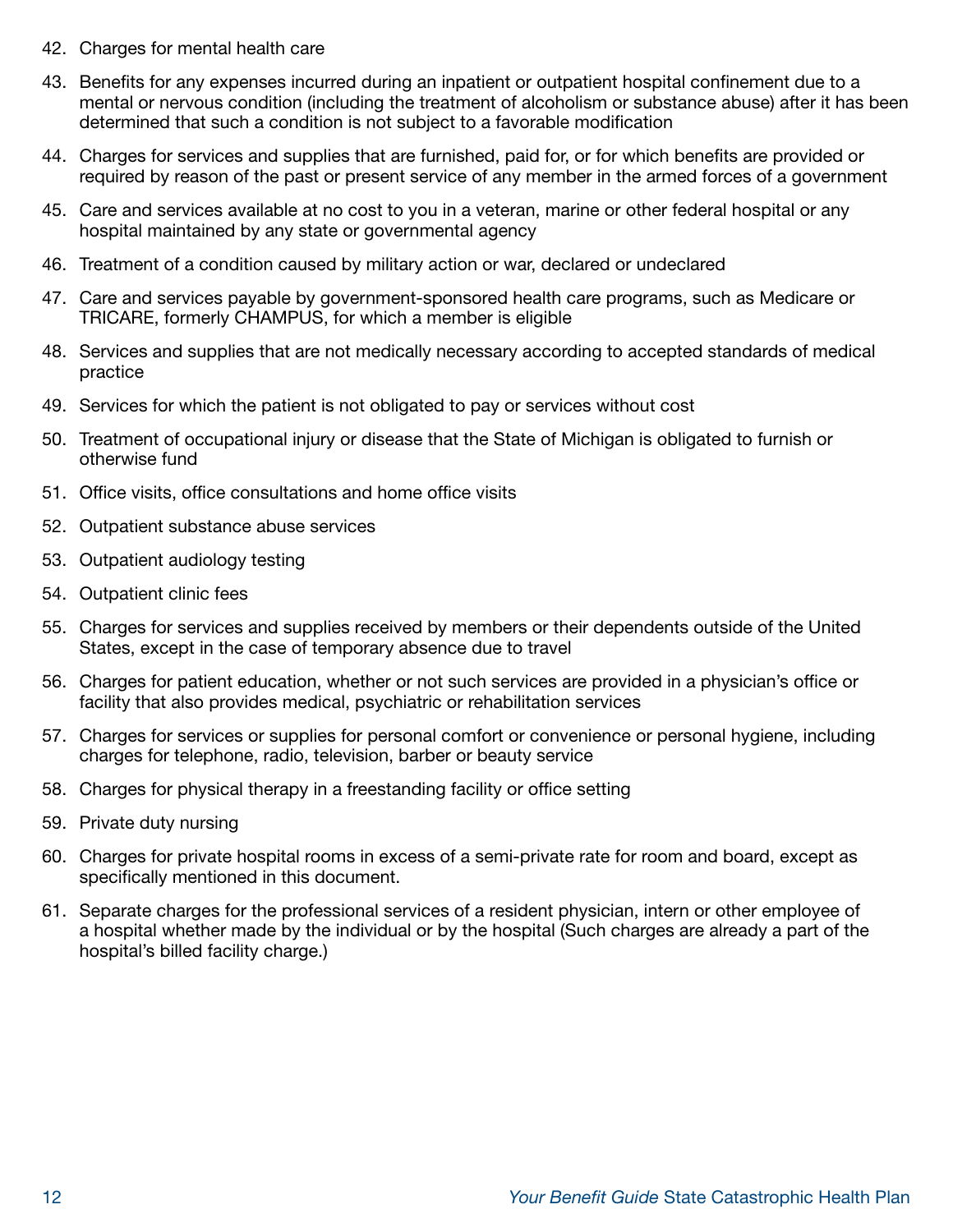42. Charges for mental health care
43. Benefits for any expenses incurred during an inpatient or outpatient hospital confinement due to a mental or nervous condition (including the treatment of alcoholism or substance abuse) after it has been determined that such a condition is not subject to a favorable modification
44. Charges for services and supplies that are furnished, paid for, or for which benefits are provided or required by reason of the past or present service of any member in the armed forces of a government
45. Care and services available at no cost to you in a veteran, marine or other federal hospital or any hospital maintained by any state or governmental agency
46. Treatment of a condition caused by military action or war, declared or undeclared
47. Care and services payable by government-sponsored health care programs, such as Medicare or TRICARE, formerly CHAMPUS, for which a member is eligible
48. Services and supplies that are not medically necessary according to accepted standards of medical practice
49. Services for which the patient is not obligated to pay or services without cost
50. Treatment of occupational injury or disease that the State of Michigan is obligated to furnish or otherwise fund
51. Office visits, office consultations and home office visits
52. Outpatient substance abuse services
53. Outpatient audiology testing
54. Outpatient clinic fees
55. Charges for services and supplies received by members or their dependents outside of the United States, except in the case of temporary absence due to travel
56. Charges for patient education, whether or not such services are provided in a physician's office or facility that also provides medical, psychiatric or rehabilitation services
57. Charges for services or supplies for personal comfort or convenience or personal hygiene, including charges for telephone, radio, television, barber or beauty service
58. Charges for physical therapy in a freestanding facility or office setting
59. Private duty nursing
60. Charges for private hospital rooms in excess of a semi-private rate for room and board, except as specifically mentioned in this document.
61. Separate charges for the professional services of a resident physician, intern or other employee of a hospital whether made by the individual or by the hospital (Such charges are already a part of the hospital's billed facility charge.)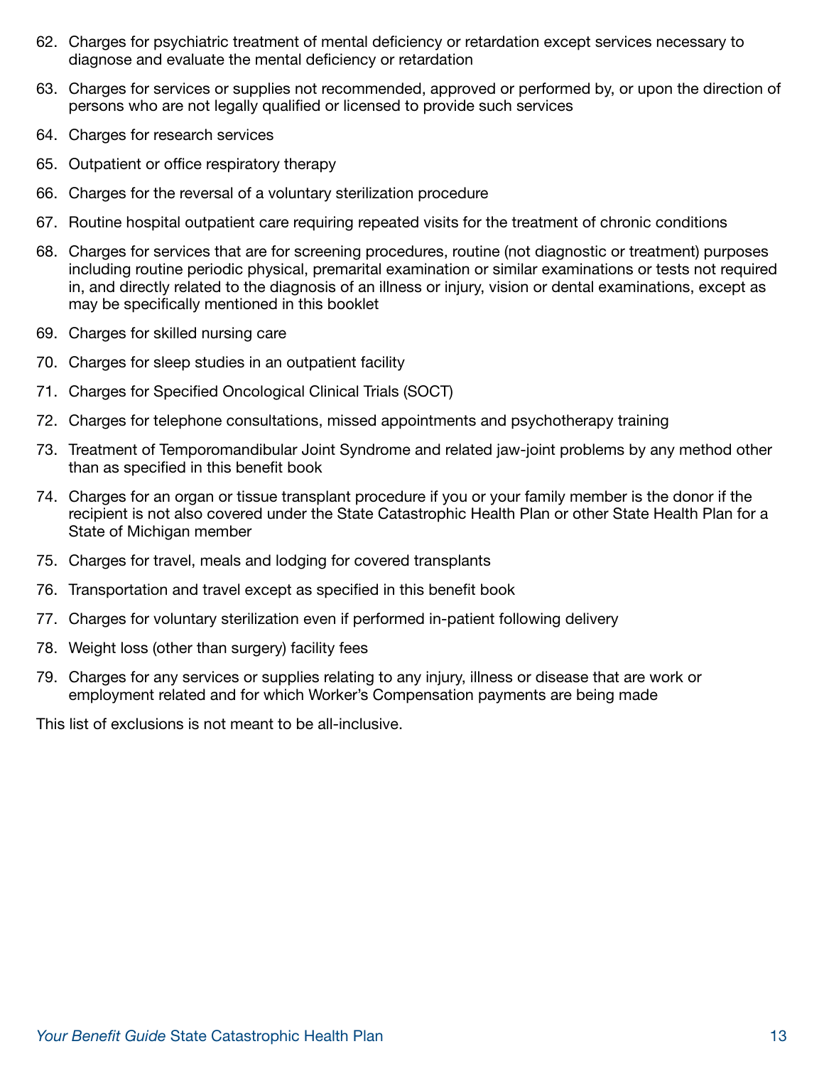62. Charges for psychiatric treatment of mental deficiency or retardation except services necessary to diagnose and evaluate the mental deficiency or retardation
63. Charges for services or supplies not recommended, approved or performed by, or upon the direction of persons who are not legally qualified or licensed to provide such services
64. Charges for research services
65. Outpatient or office respiratory therapy
66. Charges for the reversal of a voluntary sterilization procedure
67. Routine hospital outpatient care requiring repeated visits for the treatment of chronic conditions
68. Charges for services that are for screening procedures, routine (not diagnostic or treatment) purposes including routine periodic physical, premarital examination or similar examinations or tests not required in, and directly related to the diagnosis of an illness or injury, vision or dental examinations, except as may be specifically mentioned in this booklet
69. Charges for skilled nursing care
70. Charges for sleep studies in an outpatient facility
71. Charges for Specified Oncological Clinical Trials (SOCT)
72. Charges for telephone consultations, missed appointments and psychotherapy training
73. Treatment of Temporomandibular Joint Syndrome and related jaw-joint problems by any method other than as specified in this benefit book
74. Charges for an organ or tissue transplant procedure if you or your family member is the donor if the recipient is not also covered under the State Catastrophic Health Plan or other State Health Plan for a State of Michigan member
75. Charges for travel, meals and lodging for covered transplants
76. Transportation and travel except as specified in this benefit book
77. Charges for voluntary sterilization even if performed in-patient following delivery
78. Weight loss (other than surgery) facility fees
79. Charges for any services or supplies relating to any injury, illness or disease that are work or employment related and for which Worker's Compensation payments are being made

This list of exclusions is not meant to be all-inclusive.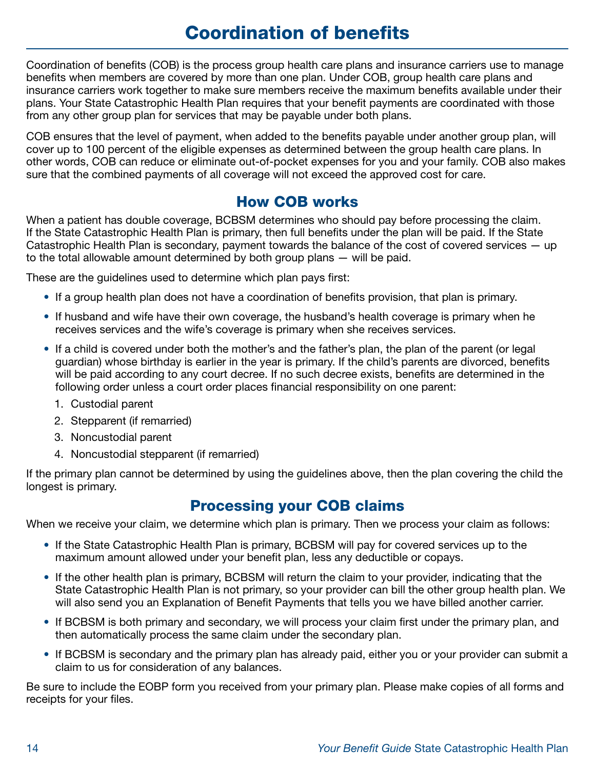# Coordination of benefits

Coordination of benefits (COB) is the process group health care plans and insurance carriers use to manage benefits when members are covered by more than one plan. Under COB, group health care plans and insurance carriers work together to make sure members receive the maximum benefits available under their plans. Your State Catastrophic Health Plan requires that your benefit payments are coordinated with those from any other group plan for services that may be payable under both plans.

COB ensures that the level of payment, when added to the benefits payable under another group plan, will cover up to 100 percent of the eligible expenses as determined between the group health care plans. In other words, COB can reduce or eliminate out-of-pocket expenses for you and your family. COB also makes sure that the combined payments of all coverage will not exceed the approved cost for care.

## How COB works

When a patient has double coverage, BCBSM determines who should pay before processing the claim. If the State Catastrophic Health Plan is primary, then full benefits under the plan will be paid. If the State Catastrophic Health Plan is secondary, payment towards the balance of the cost of covered services — up to the total allowable amount determined by both group plans — will be paid.

These are the guidelines used to determine which plan pays first:

- If a group health plan does not have a coordination of benefits provision, that plan is primary.
- If husband and wife have their own coverage, the husband's health coverage is primary when he receives services and the wife's coverage is primary when she receives services.
- If a child is covered under both the mother's and the father's plan, the plan of the parent (or legal guardian) whose birthday is earlier in the year is primary. If the child's parents are divorced, benefits will be paid according to any court decree. If no such decree exists, benefits are determined in the following order unless a court order places financial responsibility on one parent:
  1. Custodial parent
  2. Stepparent (if remarried)
  3. Noncustodial parent
  4. Noncustodial stepparent (if remarried)

If the primary plan cannot be determined by using the guidelines above, then the plan covering the child the longest is primary.

## Processing your COB claims

When we receive your claim, we determine which plan is primary. Then we process your claim as follows:

- If the State Catastrophic Health Plan is primary, BCBSM will pay for covered services up to the maximum amount allowed under your benefit plan, less any deductible or copays.
- If the other health plan is primary, BCBSM will return the claim to your provider, indicating that the State Catastrophic Health Plan is not primary, so your provider can bill the other group health plan. We will also send you an Explanation of Benefit Payments that tells you we have billed another carrier.
- If BCBSM is both primary and secondary, we will process your claim first under the primary plan, and then automatically process the same claim under the secondary plan.
- If BCBSM is secondary and the primary plan has already paid, either you or your provider can submit a claim to us for consideration of any balances.

Be sure to include the EOBP form you received from your primary plan. Please make copies of all forms and receipts for your files.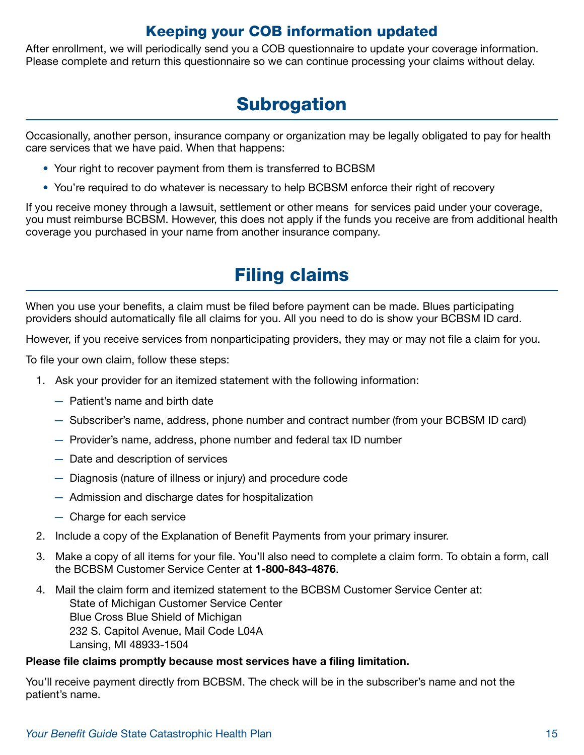### Keeping your COB information updated

After enrollment, we will periodically send you a COB questionnaire to update your coverage information. Please complete and return this questionnaire so we can continue processing your claims without delay.

## Subrogation

Occasionally, another person, insurance company or organization may be legally obligated to pay for health care services that we have paid. When that happens:

- Your right to recover payment from them is transferred to BCBSM
- You're required to do whatever is necessary to help BCBSM enforce their right of recovery

If you receive money through a lawsuit, settlement or other means for services paid under your coverage, you must reimburse BCBSM. However, this does not apply if the funds you receive are from additional health coverage you purchased in your name from another insurance company.

## Filing claims

When you use your benefits, a claim must be filed before payment can be made. Blues participating providers should automatically file all claims for you. All you need to do is show your BCBSM ID card.

However, if you receive services from nonparticipating providers, they may or may not file a claim for you.

To file your own claim, follow these steps:

1. Ask your provider for an itemized statement with the following information:
   - Patient's name and birth date
   - Subscriber's name, address, phone number and contract number (from your BCBSM ID card)
   - Provider's name, address, phone number and federal tax ID number
   - Date and description of services
   - Diagnosis (nature of illness or injury) and procedure code
   - Admission and discharge dates for hospitalization
   - Charge for each service
2. Include a copy of the Explanation of Benefit Payments from your primary insurer.
3. Make a copy of all items for your file. You'll also need to complete a claim form. To obtain a form, call the BCBSM Customer Service Center at **1-800-843-4876**.
4. Mail the claim form and itemized statement to the BCBSM Customer Service Center at:
   State of Michigan Customer Service Center
   Blue Cross Blue Shield of Michigan
   232 S. Capitol Avenue, Mail Code L04A
   Lansing, MI 48933-1504

**Please file claims promptly because most services have a filing limitation.**

You'll receive payment directly from BCBSM. The check will be in the subscriber's name and not the patient's name.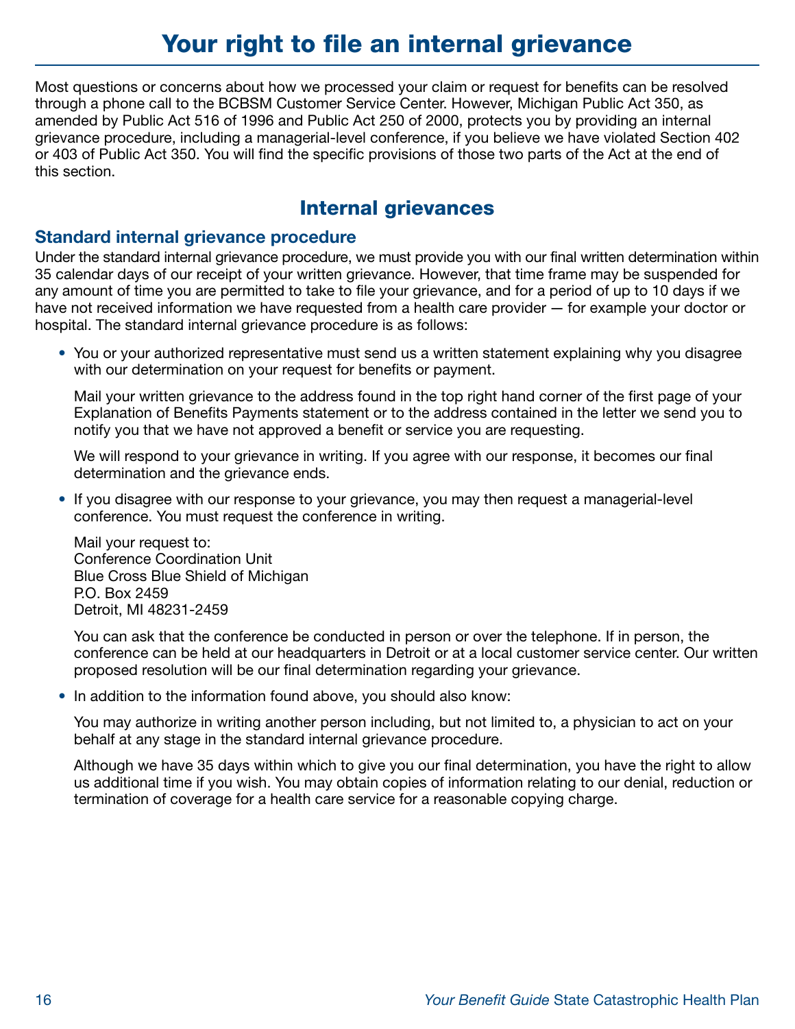# Your right to file an internal grievance

Most questions or concerns about how we processed your claim or request for benefits can be resolved through a phone call to the BCBSM Customer Service Center. However, Michigan Public Act 350, as amended by Public Act 516 of 1996 and Public Act 250 of 2000, protects you by providing an internal grievance procedure, including a managerial-level conference, if you believe we have violated Section 402 or 403 of Public Act 350. You will find the specific provisions of those two parts of the Act at the end of this section.

## Internal grievances

### Standard internal grievance procedure

Under the standard internal grievance procedure, we must provide you with our final written determination within 35 calendar days of our receipt of your written grievance. However, that time frame may be suspended for any amount of time you are permitted to take to file your grievance, and for a period of up to 10 days if we have not received information we have requested from a health care provider — for example your doctor or hospital. The standard internal grievance procedure is as follows:

- You or your authorized representative must send us a written statement explaining why you disagree with our determination on your request for benefits or payment.

  Mail your written grievance to the address found in the top right hand corner of the first page of your Explanation of Benefits Payments statement or to the address contained in the letter we send you to notify you that we have not approved a benefit or service you are requesting.

  We will respond to your grievance in writing. If you agree with our response, it becomes our final determination and the grievance ends.

- If you disagree with our response to your grievance, you may then request a managerial-level conference. You must request the conference in writing.

  Mail your request to:
  Conference Coordination Unit
  Blue Cross Blue Shield of Michigan
  P.O. Box 2459
  Detroit, MI 48231-2459

  You can ask that the conference be conducted in person or over the telephone. If in person, the conference can be held at our headquarters in Detroit or at a local customer service center. Our written proposed resolution will be our final determination regarding your grievance.

- In addition to the information found above, you should also know:

  You may authorize in writing another person including, but not limited to, a physician to act on your behalf at any stage in the standard internal grievance procedure.

  Although we have 35 days within which to give you our final determination, you have the right to allow us additional time if you wish. You may obtain copies of information relating to our denial, reduction or termination of coverage for a health care service for a reasonable copying charge.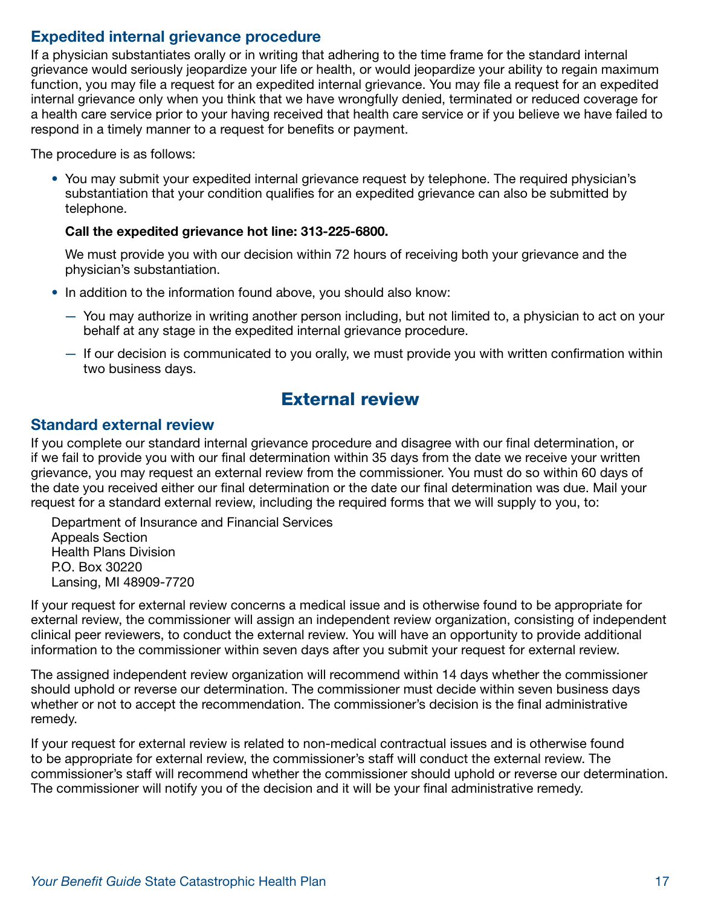### Expedited internal grievance procedure

If a physician substantiates orally or in writing that adhering to the time frame for the standard internal grievance would seriously jeopardize your life or health, or would jeopardize your ability to regain maximum function, you may file a request for an expedited internal grievance. You may file a request for an expedited internal grievance only when you think that we have wrongfully denied, terminated or reduced coverage for a health care service prior to your having received that health care service or if you believe we have failed to respond in a timely manner to a request for benefits or payment.

The procedure is as follows:

- You may submit your expedited internal grievance request by telephone. The required physician's substantiation that your condition qualifies for an expedited grievance can also be submitted by telephone.

  **Call the expedited grievance hot line: 313-225-6800.**

  We must provide you with our decision within 72 hours of receiving both your grievance and the physician's substantiation.

- In addition to the information found above, you should also know:
  - You may authorize in writing another person including, but not limited to, a physician to act on your behalf at any stage in the expedited internal grievance procedure.
  - If our decision is communicated to you orally, we must provide you with written confirmation within two business days.

## External review

### Standard external review

If you complete our standard internal grievance procedure and disagree with our final determination, or if we fail to provide you with our final determination within 35 days from the date we receive your written grievance, you may request an external review from the commissioner. You must do so within 60 days of the date you received either our final determination or the date our final determination was due. Mail your request for a standard external review, including the required forms that we will supply to you, to:

Department of Insurance and Financial Services
Appeals Section
Health Plans Division
P.O. Box 30220
Lansing, MI 48909-7720

If your request for external review concerns a medical issue and is otherwise found to be appropriate for external review, the commissioner will assign an independent review organization, consisting of independent clinical peer reviewers, to conduct the external review. You will have an opportunity to provide additional information to the commissioner within seven days after you submit your request for external review.

The assigned independent review organization will recommend within 14 days whether the commissioner should uphold or reverse our determination. The commissioner must decide within seven business days whether or not to accept the recommendation. The commissioner's decision is the final administrative remedy.

If your request for external review is related to non-medical contractual issues and is otherwise found to be appropriate for external review, the commissioner's staff will conduct the external review. The commissioner's staff will recommend whether the commissioner should uphold or reverse our determination. The commissioner will notify you of the decision and it will be your final administrative remedy.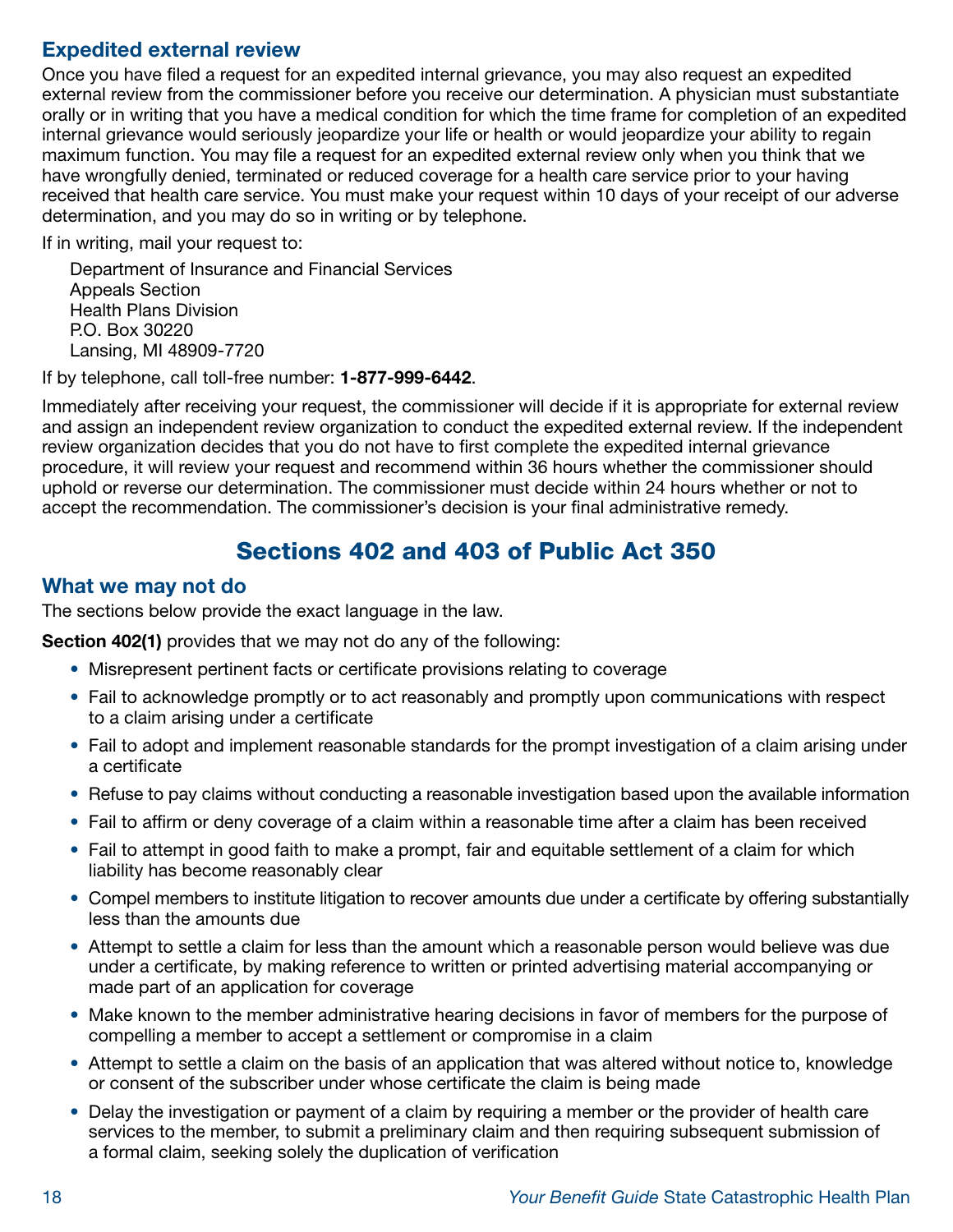### Expedited external review

Once you have filed a request for an expedited internal grievance, you may also request an expedited external review from the commissioner before you receive our determination. A physician must substantiate orally or in writing that you have a medical condition for which the time frame for completion of an expedited internal grievance would seriously jeopardize your life or health or would jeopardize your ability to regain maximum function. You may file a request for an expedited external review only when you think that we have wrongfully denied, terminated or reduced coverage for a health care service prior to your having received that health care service. You must make your request within 10 days of your receipt of our adverse determination, and you may do so in writing or by telephone.

If in writing, mail your request to:

Department of Insurance and Financial Services
Appeals Section
Health Plans Division
P.O. Box 30220
Lansing, MI 48909-7720

If by telephone, call toll-free number: **1-877-999-6442**.

Immediately after receiving your request, the commissioner will decide if it is appropriate for external review and assign an independent review organization to conduct the expedited external review. If the independent review organization decides that you do not have to first complete the expedited internal grievance procedure, it will review your request and recommend within 36 hours whether the commissioner should uphold or reverse our determination. The commissioner must decide within 24 hours whether or not to accept the recommendation. The commissioner's decision is your final administrative remedy.

## Sections 402 and 403 of Public Act 350

### What we may not do

The sections below provide the exact language in the law.

**Section 402(1)** provides that we may not do any of the following:

- Misrepresent pertinent facts or certificate provisions relating to coverage
- Fail to acknowledge promptly or to act reasonably and promptly upon communications with respect to a claim arising under a certificate
- Fail to adopt and implement reasonable standards for the prompt investigation of a claim arising under a certificate
- Refuse to pay claims without conducting a reasonable investigation based upon the available information
- Fail to affirm or deny coverage of a claim within a reasonable time after a claim has been received
- Fail to attempt in good faith to make a prompt, fair and equitable settlement of a claim for which liability has become reasonably clear
- Compel members to institute litigation to recover amounts due under a certificate by offering substantially less than the amounts due
- Attempt to settle a claim for less than the amount which a reasonable person would believe was due under a certificate, by making reference to written or printed advertising material accompanying or made part of an application for coverage
- Make known to the member administrative hearing decisions in favor of members for the purpose of compelling a member to accept a settlement or compromise in a claim
- Attempt to settle a claim on the basis of an application that was altered without notice to, knowledge or consent of the subscriber under whose certificate the claim is being made
- Delay the investigation or payment of a claim by requiring a member or the provider of health care services to the member, to submit a preliminary claim and then requiring subsequent submission of a formal claim, seeking solely the duplication of verification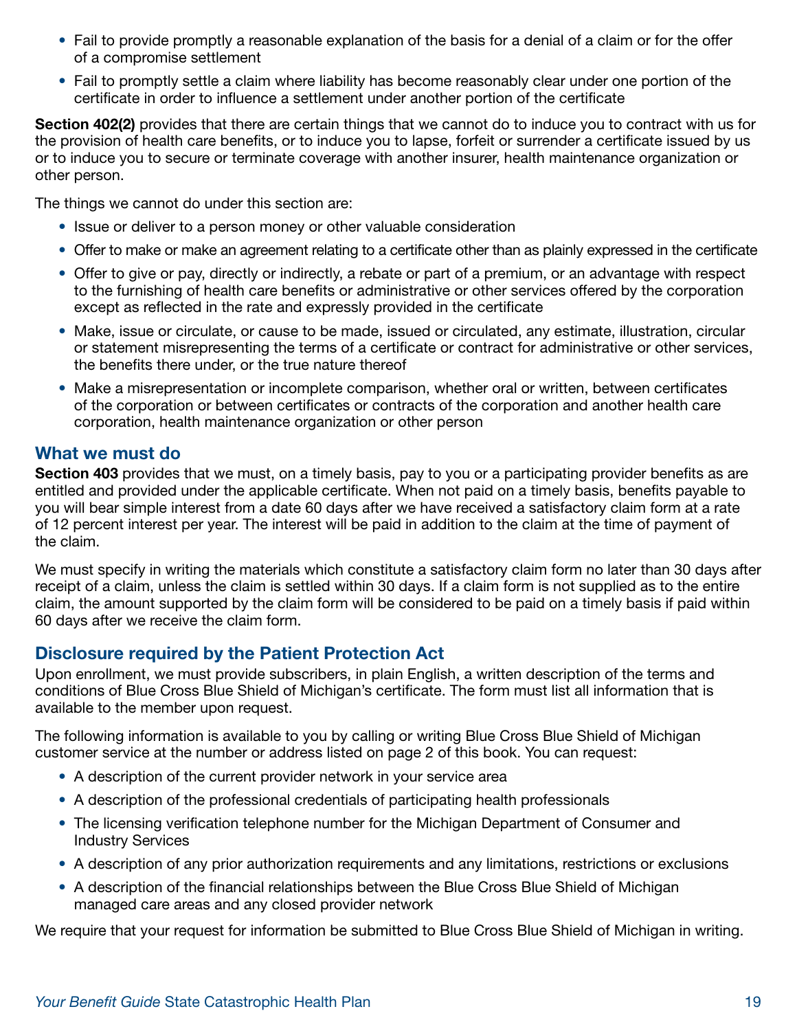- Fail to provide promptly a reasonable explanation of the basis for a denial of a claim or for the offer of a compromise settlement
- Fail to promptly settle a claim where liability has become reasonably clear under one portion of the certificate in order to influence a settlement under another portion of the certificate

**Section 402(2)** provides that there are certain things that we cannot do to induce you to contract with us for the provision of health care benefits, or to induce you to lapse, forfeit or surrender a certificate issued by us or to induce you to secure or terminate coverage with another insurer, health maintenance organization or other person.

The things we cannot do under this section are:

- Issue or deliver to a person money or other valuable consideration
- Offer to make or make an agreement relating to a certificate other than as plainly expressed in the certificate
- Offer to give or pay, directly or indirectly, a rebate or part of a premium, or an advantage with respect to the furnishing of health care benefits or administrative or other services offered by the corporation except as reflected in the rate and expressly provided in the certificate
- Make, issue or circulate, or cause to be made, issued or circulated, any estimate, illustration, circular or statement misrepresenting the terms of a certificate or contract for administrative or other services, the benefits there under, or the true nature thereof
- Make a misrepresentation or incomplete comparison, whether oral or written, between certificates of the corporation or between certificates or contracts of the corporation and another health care corporation, health maintenance organization or other person

## What we must do

**Section 403** provides that we must, on a timely basis, pay to you or a participating provider benefits as are entitled and provided under the applicable certificate. When not paid on a timely basis, benefits payable to you will bear simple interest from a date 60 days after we have received a satisfactory claim form at a rate of 12 percent interest per year. The interest will be paid in addition to the claim at the time of payment of the claim.

We must specify in writing the materials which constitute a satisfactory claim form no later than 30 days after receipt of a claim, unless the claim is settled within 30 days. If a claim form is not supplied as to the entire claim, the amount supported by the claim form will be considered to be paid on a timely basis if paid within 60 days after we receive the claim form.

## Disclosure required by the Patient Protection Act

Upon enrollment, we must provide subscribers, in plain English, a written description of the terms and conditions of Blue Cross Blue Shield of Michigan's certificate. The form must list all information that is available to the member upon request.

The following information is available to you by calling or writing Blue Cross Blue Shield of Michigan customer service at the number or address listed on page 2 of this book. You can request:

- A description of the current provider network in your service area
- A description of the professional credentials of participating health professionals
- The licensing verification telephone number for the Michigan Department of Consumer and Industry Services
- A description of any prior authorization requirements and any limitations, restrictions or exclusions
- A description of the financial relationships between the Blue Cross Blue Shield of Michigan managed care areas and any closed provider network

We require that your request for information be submitted to Blue Cross Blue Shield of Michigan in writing.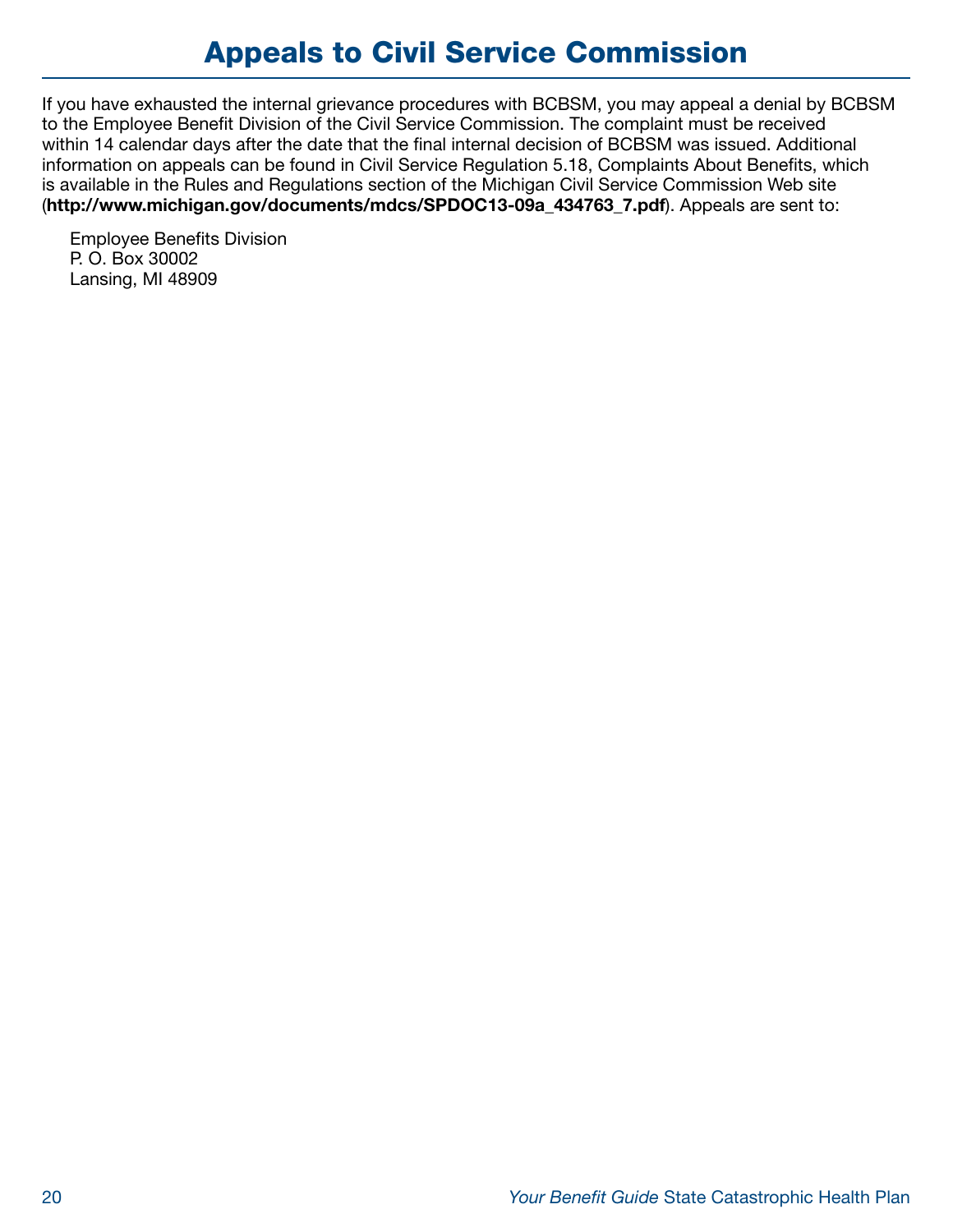# Appeals to Civil Service Commission

If you have exhausted the internal grievance procedures with BCBSM, you may appeal a denial by BCBSM to the Employee Benefit Division of the Civil Service Commission. The complaint must be received within 14 calendar days after the date that the final internal decision of BCBSM was issued. Additional information on appeals can be found in Civil Service Regulation 5.18, Complaints About Benefits, which is available in the Rules and Regulations section of the Michigan Civil Service Commission Web site (**http://www.michigan.gov/documents/mdcs/SPDOC13-09a_434763_7.pdf**). Appeals are sent to:

Employee Benefits Division
P. O. Box 30002
Lansing, MI 48909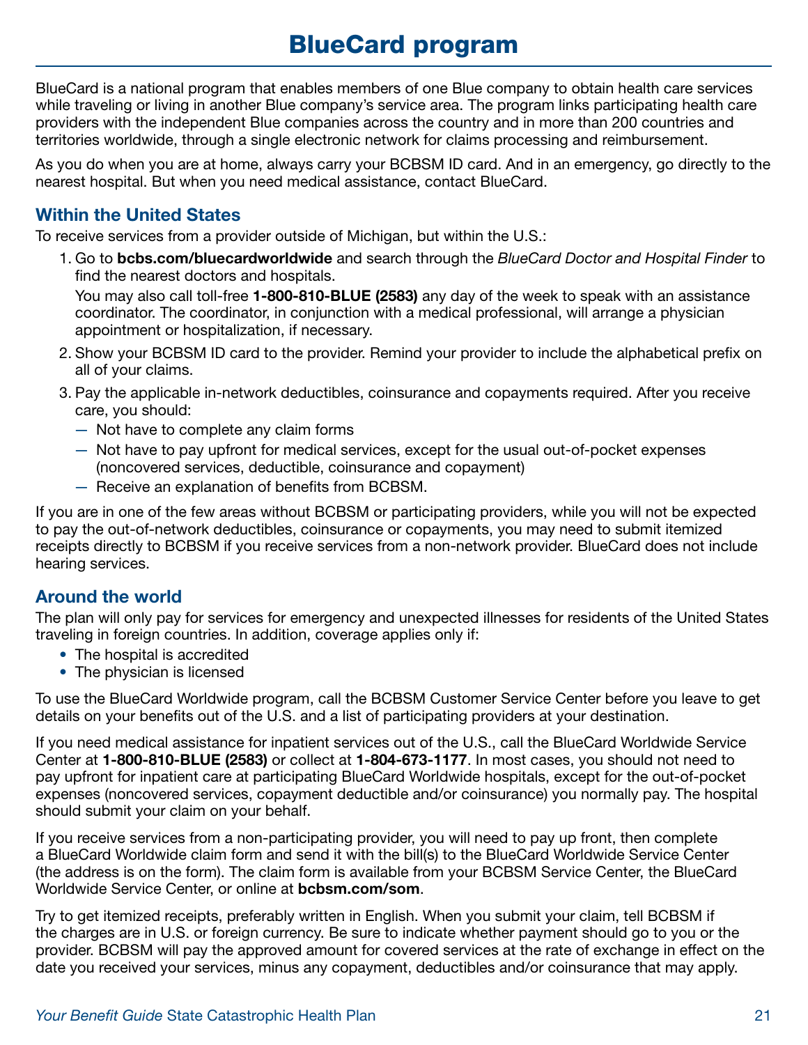# BlueCard program

BlueCard is a national program that enables members of one Blue company to obtain health care services while traveling or living in another Blue company's service area. The program links participating health care providers with the independent Blue companies across the country and in more than 200 countries and territories worldwide, through a single electronic network for claims processing and reimbursement.

As you do when you are at home, always carry your BCBSM ID card. And in an emergency, go directly to the nearest hospital. But when you need medical assistance, contact BlueCard.

## Within the United States

To receive services from a provider outside of Michigan, but within the U.S.:

1. Go to **bcbs.com/bluecardworldwide** and search through the *BlueCard Doctor and Hospital Finder* to find the nearest doctors and hospitals.

   You may also call toll-free **1-800-810-BLUE (2583)** any day of the week to speak with an assistance coordinator. The coordinator, in conjunction with a medical professional, will arrange a physician appointment or hospitalization, if necessary.
2. Show your BCBSM ID card to the provider. Remind your provider to include the alphabetical prefix on all of your claims.
3. Pay the applicable in-network deductibles, coinsurance and copayments required. After you receive care, you should:
   - Not have to complete any claim forms
   - Not have to pay upfront for medical services, except for the usual out-of-pocket expenses (noncovered services, deductible, coinsurance and copayment)
   - Receive an explanation of benefits from BCBSM.

If you are in one of the few areas without BCBSM or participating providers, while you will not be expected to pay the out-of-network deductibles, coinsurance or copayments, you may need to submit itemized receipts directly to BCBSM if you receive services from a non-network provider. BlueCard does not include hearing services.

## Around the world

The plan will only pay for services for emergency and unexpected illnesses for residents of the United States traveling in foreign countries. In addition, coverage applies only if:

- The hospital is accredited
- The physician is licensed

To use the BlueCard Worldwide program, call the BCBSM Customer Service Center before you leave to get details on your benefits out of the U.S. and a list of participating providers at your destination.

If you need medical assistance for inpatient services out of the U.S., call the BlueCard Worldwide Service Center at **1-800-810-BLUE (2583)** or collect at **1-804-673-1177**. In most cases, you should not need to pay upfront for inpatient care at participating BlueCard Worldwide hospitals, except for the out-of-pocket expenses (noncovered services, copayment deductible and/or coinsurance) you normally pay. The hospital should submit your claim on your behalf.

If you receive services from a non-participating provider, you will need to pay up front, then complete a BlueCard Worldwide claim form and send it with the bill(s) to the BlueCard Worldwide Service Center (the address is on the form). The claim form is available from your BCBSM Service Center, the BlueCard Worldwide Service Center, or online at **bcbsm.com/som**.

Try to get itemized receipts, preferably written in English. When you submit your claim, tell BCBSM if the charges are in U.S. or foreign currency. Be sure to indicate whether payment should go to you or the provider. BCBSM will pay the approved amount for covered services at the rate of exchange in effect on the date you received your services, minus any copayment, deductibles and/or coinsurance that may apply.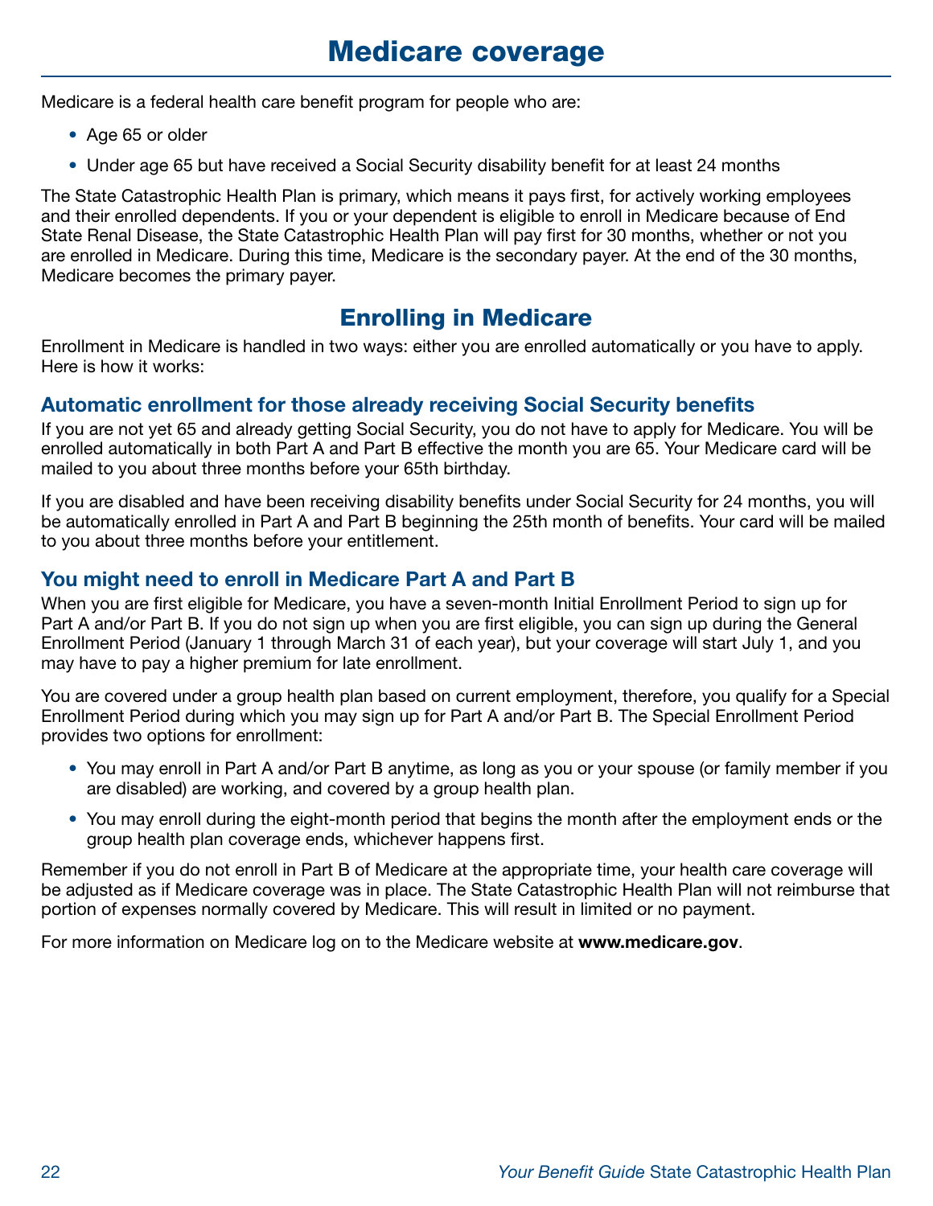# Medicare coverage

Medicare is a federal health care benefit program for people who are:

- Age 65 or older
- Under age 65 but have received a Social Security disability benefit for at least 24 months

The State Catastrophic Health Plan is primary, which means it pays first, for actively working employees and their enrolled dependents. If you or your dependent is eligible to enroll in Medicare because of End State Renal Disease, the State Catastrophic Health Plan will pay first for 30 months, whether or not you are enrolled in Medicare. During this time, Medicare is the secondary payer. At the end of the 30 months, Medicare becomes the primary payer.

## Enrolling in Medicare

Enrollment in Medicare is handled in two ways: either you are enrolled automatically or you have to apply. Here is how it works:

### Automatic enrollment for those already receiving Social Security benefits

If you are not yet 65 and already getting Social Security, you do not have to apply for Medicare. You will be enrolled automatically in both Part A and Part B effective the month you are 65. Your Medicare card will be mailed to you about three months before your 65th birthday.

If you are disabled and have been receiving disability benefits under Social Security for 24 months, you will be automatically enrolled in Part A and Part B beginning the 25th month of benefits. Your card will be mailed to you about three months before your entitlement.

### You might need to enroll in Medicare Part A and Part B

When you are first eligible for Medicare, you have a seven-month Initial Enrollment Period to sign up for Part A and/or Part B. If you do not sign up when you are first eligible, you can sign up during the General Enrollment Period (January 1 through March 31 of each year), but your coverage will start July 1, and you may have to pay a higher premium for late enrollment.

You are covered under a group health plan based on current employment, therefore, you qualify for a Special Enrollment Period during which you may sign up for Part A and/or Part B. The Special Enrollment Period provides two options for enrollment:

- You may enroll in Part A and/or Part B anytime, as long as you or your spouse (or family member if you are disabled) are working, and covered by a group health plan.
- You may enroll during the eight-month period that begins the month after the employment ends or the group health plan coverage ends, whichever happens first.

Remember if you do not enroll in Part B of Medicare at the appropriate time, your health care coverage will be adjusted as if Medicare coverage was in place. The State Catastrophic Health Plan will not reimburse that portion of expenses normally covered by Medicare. This will result in limited or no payment.

For more information on Medicare log on to the Medicare website at **www.medicare.gov**.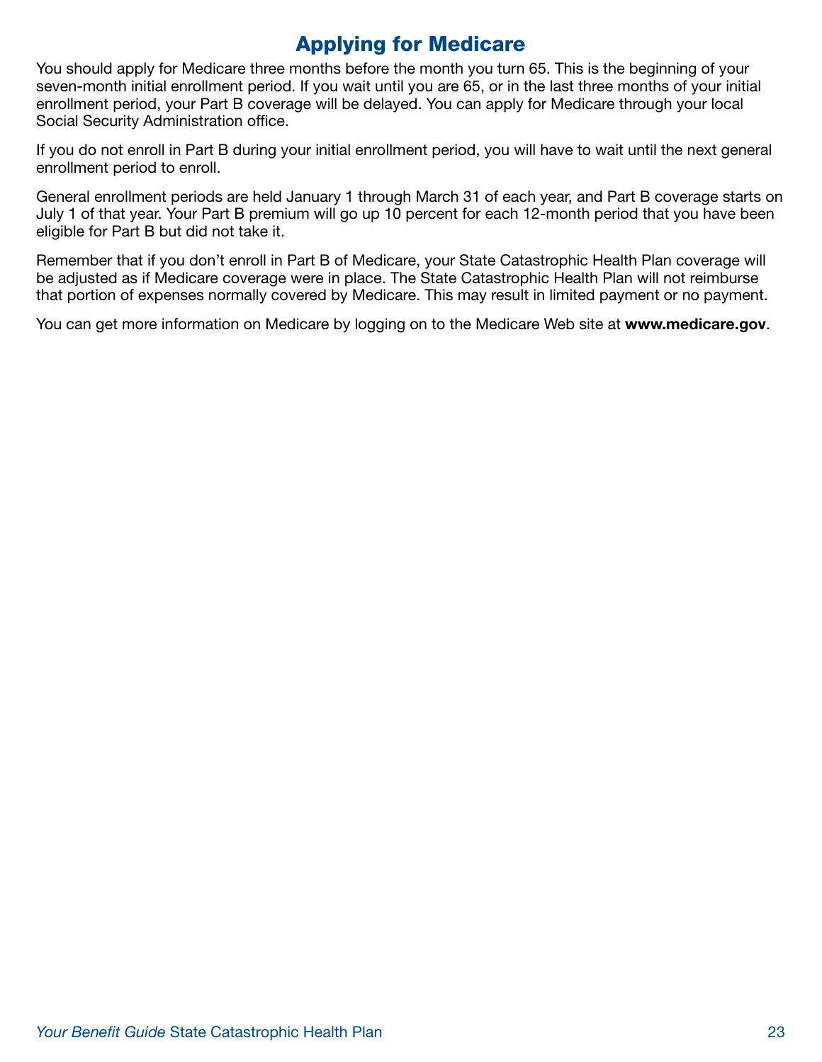# Applying for Medicare

You should apply for Medicare three months before the month you turn 65. This is the beginning of your seven-month initial enrollment period. If you wait until you are 65, or in the last three months of your initial enrollment period, your Part B coverage will be delayed. You can apply for Medicare through your local Social Security Administration office.

If you do not enroll in Part B during your initial enrollment period, you will have to wait until the next general enrollment period to enroll.

General enrollment periods are held January 1 through March 31 of each year, and Part B coverage starts on July 1 of that year. Your Part B premium will go up 10 percent for each 12-month period that you have been eligible for Part B but did not take it.

Remember that if you don't enroll in Part B of Medicare, your State Catastrophic Health Plan coverage will be adjusted as if Medicare coverage were in place. The State Catastrophic Health Plan will not reimburse that portion of expenses normally covered by Medicare. This may result in limited payment or no payment.

You can get more information on Medicare by logging on to the Medicare Web site at **www.medicare.gov**.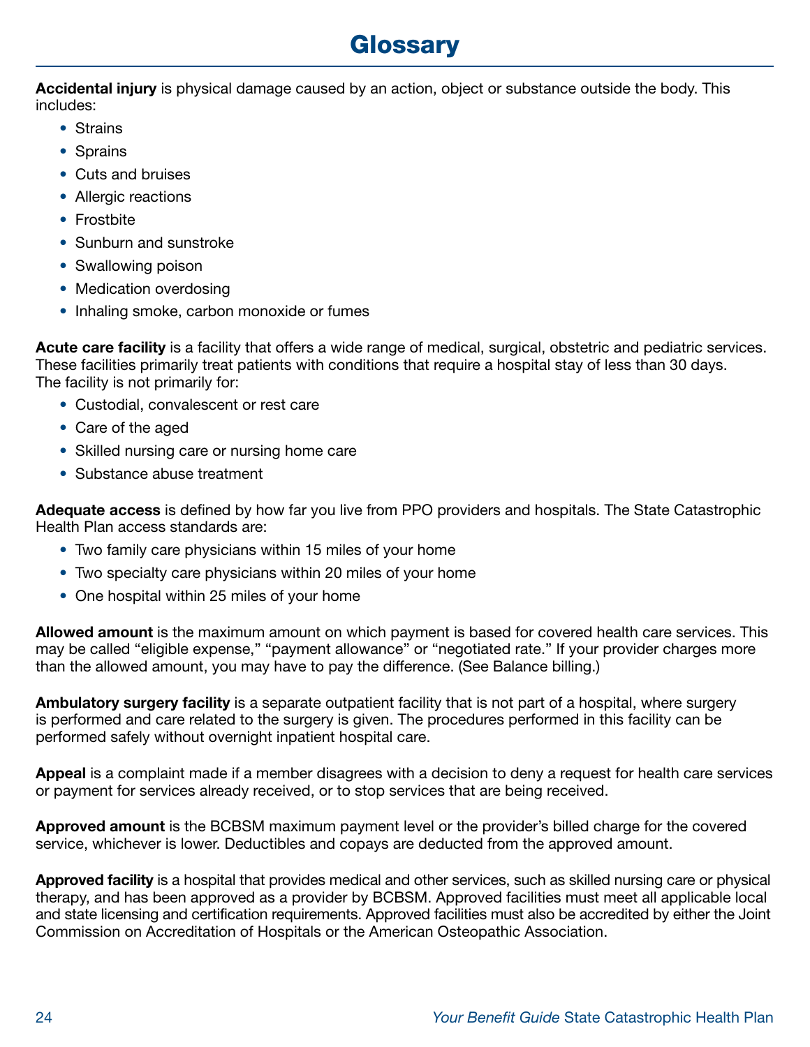# Glossary

**Accidental injury** is physical damage caused by an action, object or substance outside the body. This includes:

- Strains
- Sprains
- Cuts and bruises
- Allergic reactions
- Frostbite
- Sunburn and sunstroke
- Swallowing poison
- Medication overdosing
- Inhaling smoke, carbon monoxide or fumes

**Acute care facility** is a facility that offers a wide range of medical, surgical, obstetric and pediatric services. These facilities primarily treat patients with conditions that require a hospital stay of less than 30 days. The facility is not primarily for:

- Custodial, convalescent or rest care
- Care of the aged
- Skilled nursing care or nursing home care
- Substance abuse treatment

**Adequate access** is defined by how far you live from PPO providers and hospitals. The State Catastrophic Health Plan access standards are:

- Two family care physicians within 15 miles of your home
- Two specialty care physicians within 20 miles of your home
- One hospital within 25 miles of your home

**Allowed amount** is the maximum amount on which payment is based for covered health care services. This may be called "eligible expense," "payment allowance" or "negotiated rate." If your provider charges more than the allowed amount, you may have to pay the difference. (See Balance billing.)

**Ambulatory surgery facility** is a separate outpatient facility that is not part of a hospital, where surgery is performed and care related to the surgery is given. The procedures performed in this facility can be performed safely without overnight inpatient hospital care.

**Appeal** is a complaint made if a member disagrees with a decision to deny a request for health care services or payment for services already received, or to stop services that are being received.

**Approved amount** is the BCBSM maximum payment level or the provider's billed charge for the covered service, whichever is lower. Deductibles and copays are deducted from the approved amount.

**Approved facility** is a hospital that provides medical and other services, such as skilled nursing care or physical therapy, and has been approved as a provider by BCBSM. Approved facilities must meet all applicable local and state licensing and certification requirements. Approved facilities must also be accredited by either the Joint Commission on Accreditation of Hospitals or the American Osteopathic Association.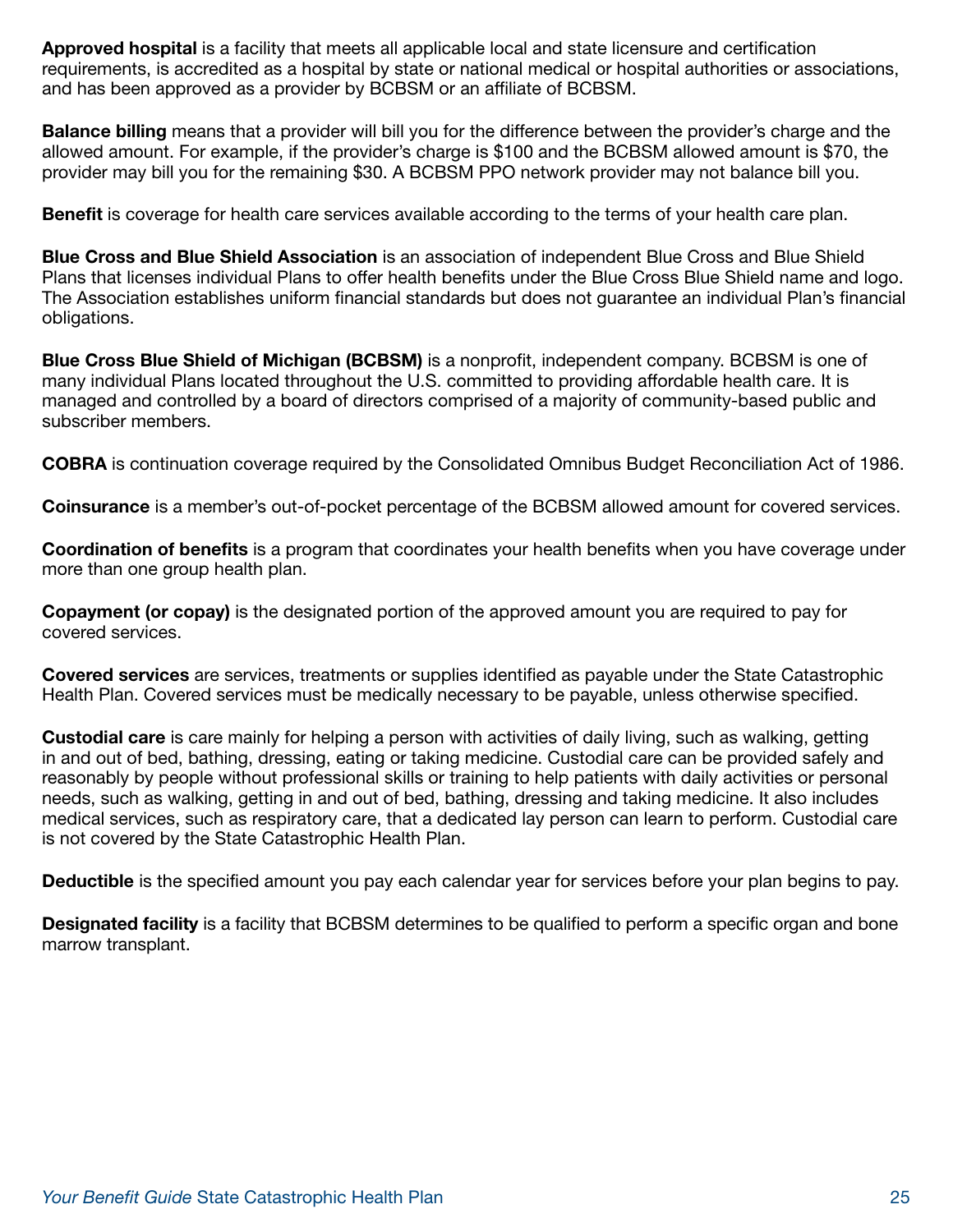**Approved hospital** is a facility that meets all applicable local and state licensure and certification requirements, is accredited as a hospital by state or national medical or hospital authorities or associations, and has been approved as a provider by BCBSM or an affiliate of BCBSM.

**Balance billing** means that a provider will bill you for the difference between the provider's charge and the allowed amount. For example, if the provider's charge is $100 and the BCBSM allowed amount is $70, the provider may bill you for the remaining $30. A BCBSM PPO network provider may not balance bill you.

**Benefit** is coverage for health care services available according to the terms of your health care plan.

**Blue Cross and Blue Shield Association** is an association of independent Blue Cross and Blue Shield Plans that licenses individual Plans to offer health benefits under the Blue Cross Blue Shield name and logo. The Association establishes uniform financial standards but does not guarantee an individual Plan's financial obligations.

**Blue Cross Blue Shield of Michigan (BCBSM)** is a nonprofit, independent company. BCBSM is one of many individual Plans located throughout the U.S. committed to providing affordable health care. It is managed and controlled by a board of directors comprised of a majority of community-based public and subscriber members.

**COBRA** is continuation coverage required by the Consolidated Omnibus Budget Reconciliation Act of 1986.

**Coinsurance** is a member's out-of-pocket percentage of the BCBSM allowed amount for covered services.

**Coordination of benefits** is a program that coordinates your health benefits when you have coverage under more than one group health plan.

**Copayment (or copay)** is the designated portion of the approved amount you are required to pay for covered services.

**Covered services** are services, treatments or supplies identified as payable under the State Catastrophic Health Plan. Covered services must be medically necessary to be payable, unless otherwise specified.

**Custodial care** is care mainly for helping a person with activities of daily living, such as walking, getting in and out of bed, bathing, dressing, eating or taking medicine. Custodial care can be provided safely and reasonably by people without professional skills or training to help patients with daily activities or personal needs, such as walking, getting in and out of bed, bathing, dressing and taking medicine. It also includes medical services, such as respiratory care, that a dedicated lay person can learn to perform. Custodial care is not covered by the State Catastrophic Health Plan.

**Deductible** is the specified amount you pay each calendar year for services before your plan begins to pay.

**Designated facility** is a facility that BCBSM determines to be qualified to perform a specific organ and bone marrow transplant.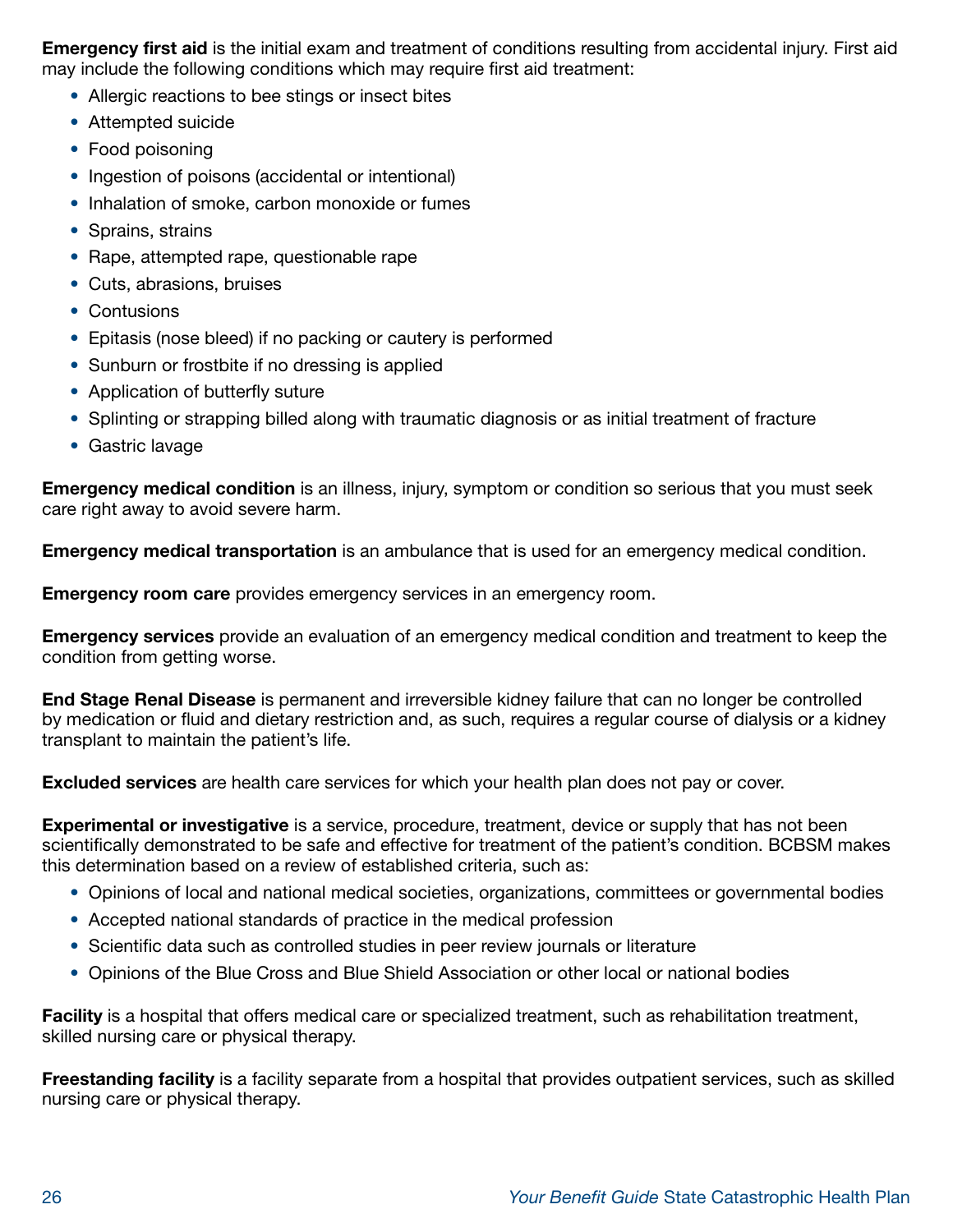**Emergency first aid** is the initial exam and treatment of conditions resulting from accidental injury. First aid may include the following conditions which may require first aid treatment:

- Allergic reactions to bee stings or insect bites
- Attempted suicide
- Food poisoning
- Ingestion of poisons (accidental or intentional)
- Inhalation of smoke, carbon monoxide or fumes
- Sprains, strains
- Rape, attempted rape, questionable rape
- Cuts, abrasions, bruises
- Contusions
- Epitasis (nose bleed) if no packing or cautery is performed
- Sunburn or frostbite if no dressing is applied
- Application of butterfly suture
- Splinting or strapping billed along with traumatic diagnosis or as initial treatment of fracture
- Gastric lavage

**Emergency medical condition** is an illness, injury, symptom or condition so serious that you must seek care right away to avoid severe harm.

**Emergency medical transportation** is an ambulance that is used for an emergency medical condition.

**Emergency room care** provides emergency services in an emergency room.

**Emergency services** provide an evaluation of an emergency medical condition and treatment to keep the condition from getting worse.

**End Stage Renal Disease** is permanent and irreversible kidney failure that can no longer be controlled by medication or fluid and dietary restriction and, as such, requires a regular course of dialysis or a kidney transplant to maintain the patient's life.

**Excluded services** are health care services for which your health plan does not pay or cover.

**Experimental or investigative** is a service, procedure, treatment, device or supply that has not been scientifically demonstrated to be safe and effective for treatment of the patient's condition. BCBSM makes this determination based on a review of established criteria, such as:

- Opinions of local and national medical societies, organizations, committees or governmental bodies
- Accepted national standards of practice in the medical profession
- Scientific data such as controlled studies in peer review journals or literature
- Opinions of the Blue Cross and Blue Shield Association or other local or national bodies

**Facility** is a hospital that offers medical care or specialized treatment, such as rehabilitation treatment, skilled nursing care or physical therapy.

**Freestanding facility** is a facility separate from a hospital that provides outpatient services, such as skilled nursing care or physical therapy.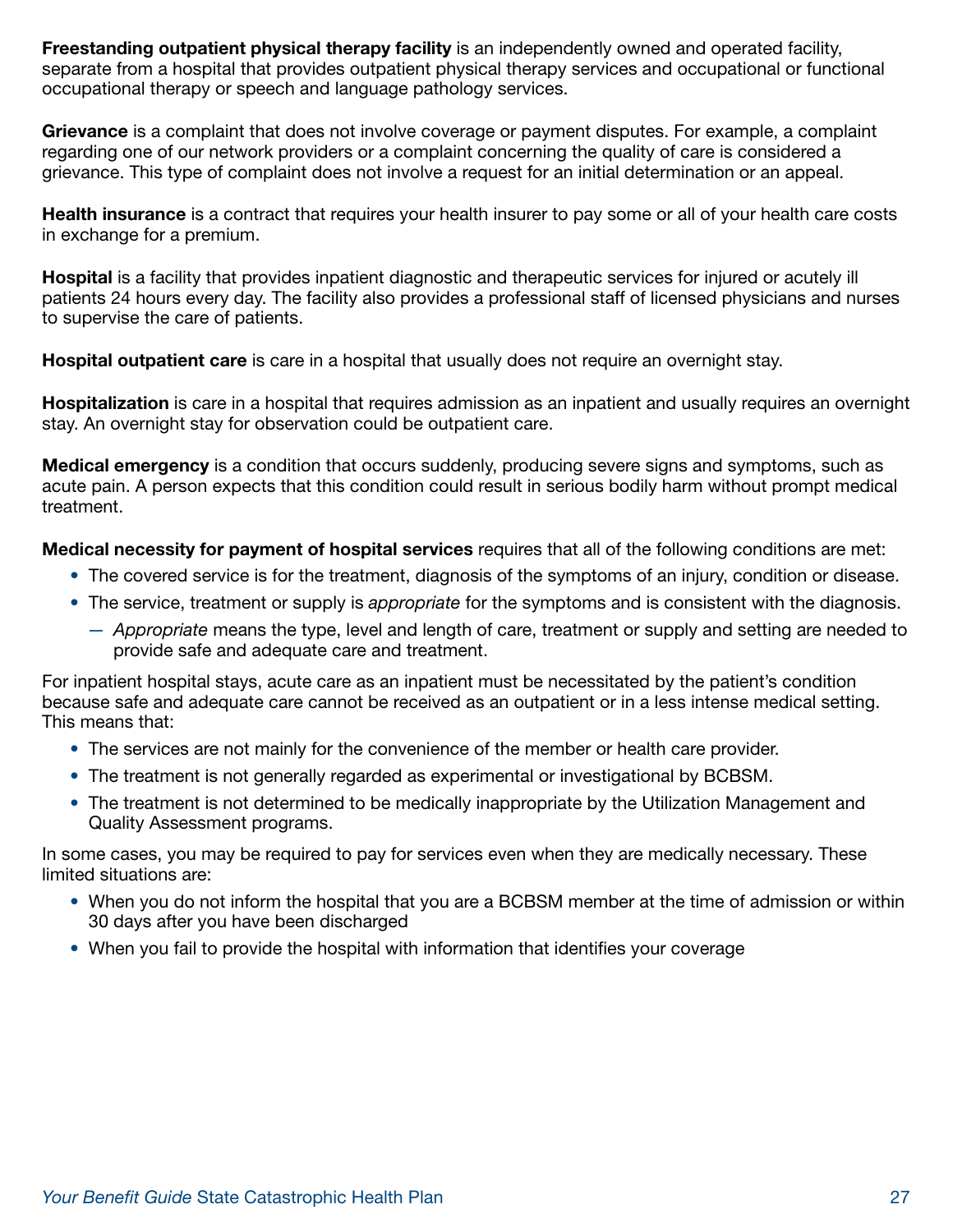**Freestanding outpatient physical therapy facility** is an independently owned and operated facility, separate from a hospital that provides outpatient physical therapy services and occupational or functional occupational therapy or speech and language pathology services.

**Grievance** is a complaint that does not involve coverage or payment disputes. For example, a complaint regarding one of our network providers or a complaint concerning the quality of care is considered a grievance. This type of complaint does not involve a request for an initial determination or an appeal.

**Health insurance** is a contract that requires your health insurer to pay some or all of your health care costs in exchange for a premium.

**Hospital** is a facility that provides inpatient diagnostic and therapeutic services for injured or acutely ill patients 24 hours every day. The facility also provides a professional staff of licensed physicians and nurses to supervise the care of patients.

**Hospital outpatient care** is care in a hospital that usually does not require an overnight stay.

**Hospitalization** is care in a hospital that requires admission as an inpatient and usually requires an overnight stay. An overnight stay for observation could be outpatient care.

**Medical emergency** is a condition that occurs suddenly, producing severe signs and symptoms, such as acute pain. A person expects that this condition could result in serious bodily harm without prompt medical treatment.

**Medical necessity for payment of hospital services** requires that all of the following conditions are met:

- The covered service is for the treatment, diagnosis of the symptoms of an injury, condition or disease.
- The service, treatment or supply is *appropriate* for the symptoms and is consistent with the diagnosis.
  - *Appropriate* means the type, level and length of care, treatment or supply and setting are needed to provide safe and adequate care and treatment.

For inpatient hospital stays, acute care as an inpatient must be necessitated by the patient's condition because safe and adequate care cannot be received as an outpatient or in a less intense medical setting. This means that:

- The services are not mainly for the convenience of the member or health care provider.
- The treatment is not generally regarded as experimental or investigational by BCBSM.
- The treatment is not determined to be medically inappropriate by the Utilization Management and Quality Assessment programs.

In some cases, you may be required to pay for services even when they are medically necessary. These limited situations are:

- When you do not inform the hospital that you are a BCBSM member at the time of admission or within 30 days after you have been discharged
- When you fail to provide the hospital with information that identifies your coverage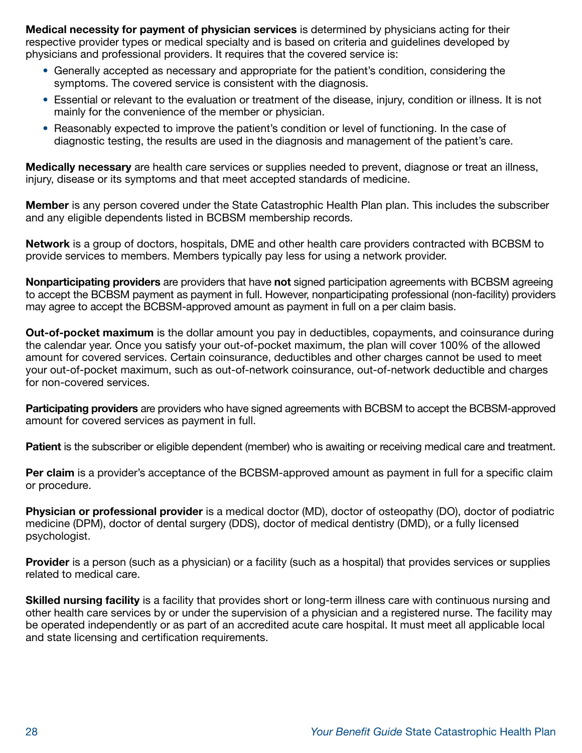**Medical necessity for payment of physician services** is determined by physicians acting for their respective provider types or medical specialty and is based on criteria and guidelines developed by physicians and professional providers. It requires that the covered service is:

- Generally accepted as necessary and appropriate for the patient's condition, considering the symptoms. The covered service is consistent with the diagnosis.
- Essential or relevant to the evaluation or treatment of the disease, injury, condition or illness. It is not mainly for the convenience of the member or physician.
- Reasonably expected to improve the patient's condition or level of functioning. In the case of diagnostic testing, the results are used in the diagnosis and management of the patient's care.

**Medically necessary** are health care services or supplies needed to prevent, diagnose or treat an illness, injury, disease or its symptoms and that meet accepted standards of medicine.

**Member** is any person covered under the State Catastrophic Health Plan plan. This includes the subscriber and any eligible dependents listed in BCBSM membership records.

**Network** is a group of doctors, hospitals, DME and other health care providers contracted with BCBSM to provide services to members. Members typically pay less for using a network provider.

**Nonparticipating providers** are providers that have **not** signed participation agreements with BCBSM agreeing to accept the BCBSM payment as payment in full. However, nonparticipating professional (non-facility) providers may agree to accept the BCBSM-approved amount as payment in full on a per claim basis.

**Out-of-pocket maximum** is the dollar amount you pay in deductibles, copayments, and coinsurance during the calendar year. Once you satisfy your out-of-pocket maximum, the plan will cover 100% of the allowed amount for covered services. Certain coinsurance, deductibles and other charges cannot be used to meet your out-of-pocket maximum, such as out-of-network coinsurance, out-of-network deductible and charges for non-covered services.

**Participating providers** are providers who have signed agreements with BCBSM to accept the BCBSM-approved amount for covered services as payment in full.

**Patient** is the subscriber or eligible dependent (member) who is awaiting or receiving medical care and treatment.

**Per claim** is a provider's acceptance of the BCBSM-approved amount as payment in full for a specific claim or procedure.

**Physician or professional provider** is a medical doctor (MD), doctor of osteopathy (DO), doctor of podiatric medicine (DPM), doctor of dental surgery (DDS), doctor of medical dentistry (DMD), or a fully licensed psychologist.

**Provider** is a person (such as a physician) or a facility (such as a hospital) that provides services or supplies related to medical care.

**Skilled nursing facility** is a facility that provides short or long-term illness care with continuous nursing and other health care services by or under the supervision of a physician and a registered nurse. The facility may be operated independently or as part of an accredited acute care hospital. It must meet all applicable local and state licensing and certification requirements.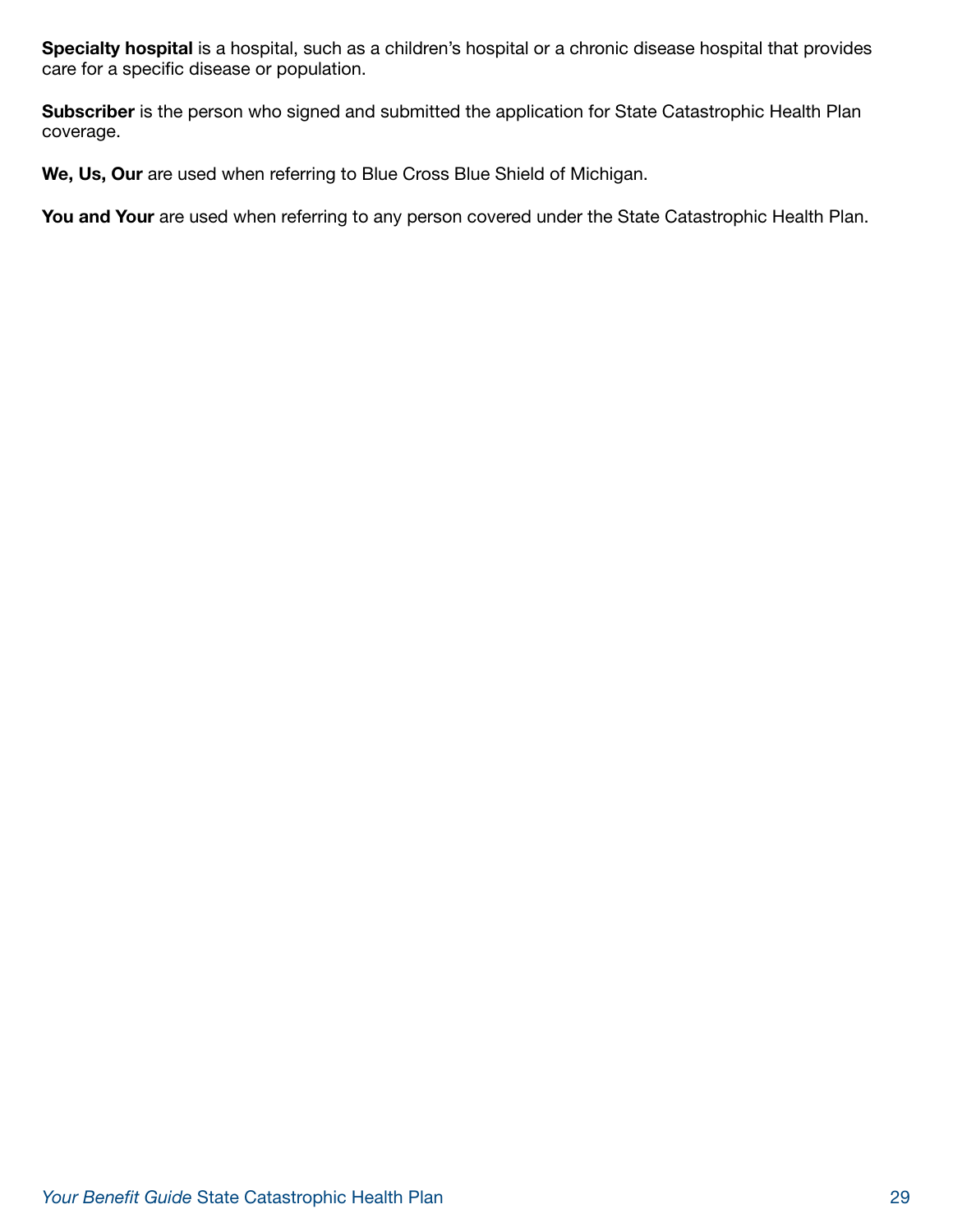**Specialty hospital** is a hospital, such as a children's hospital or a chronic disease hospital that provides care for a specific disease or population.

**Subscriber** is the person who signed and submitted the application for State Catastrophic Health Plan coverage.

**We, Us, Our** are used when referring to Blue Cross Blue Shield of Michigan.

**You and Your** are used when referring to any person covered under the State Catastrophic Health Plan.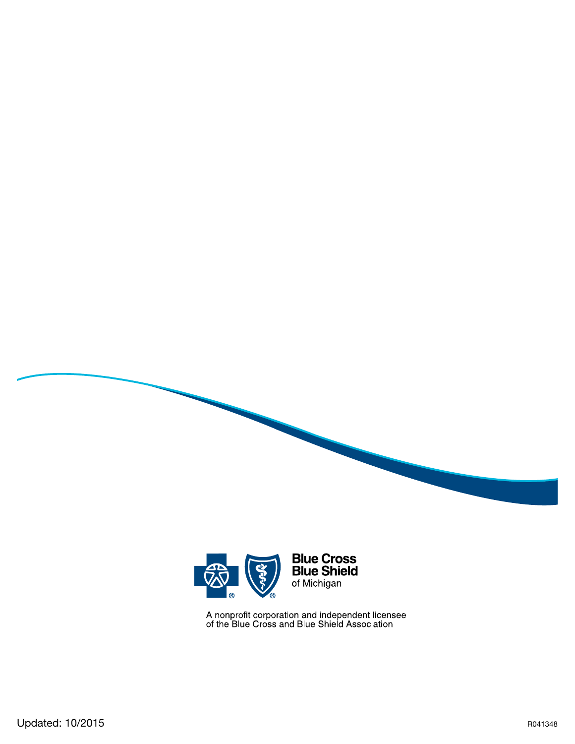Blue Cross
Blue Shield
of Michigan

A nonprofit corporation and independent licensee
of the Blue Cross and Blue Shield Association

Updated: 10/2015

R041348